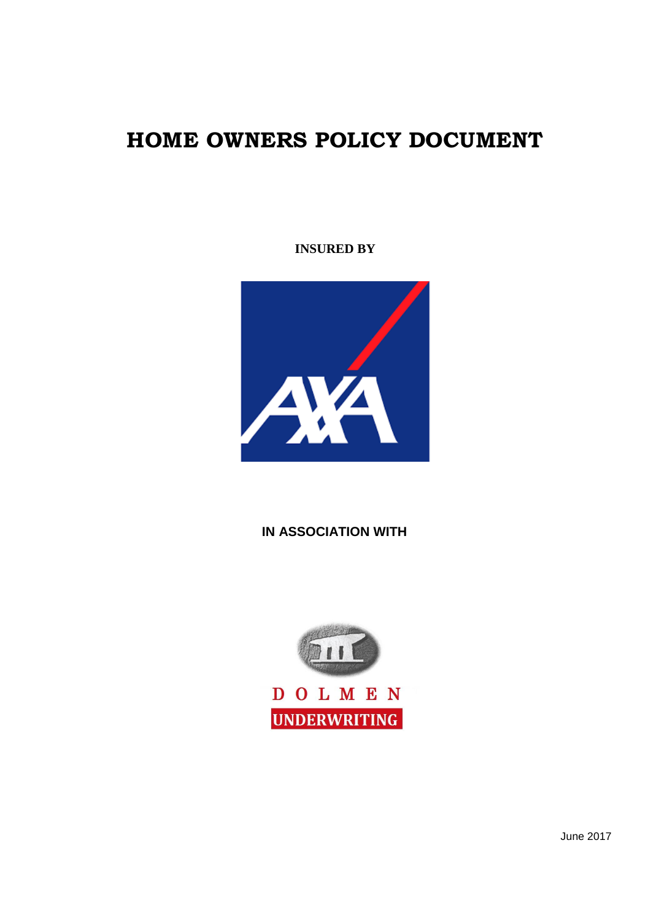# HOME OWNERS POLICY DOCUMENT

**INSURED BY**

**IN ASSOCIATION WITH**

June 2017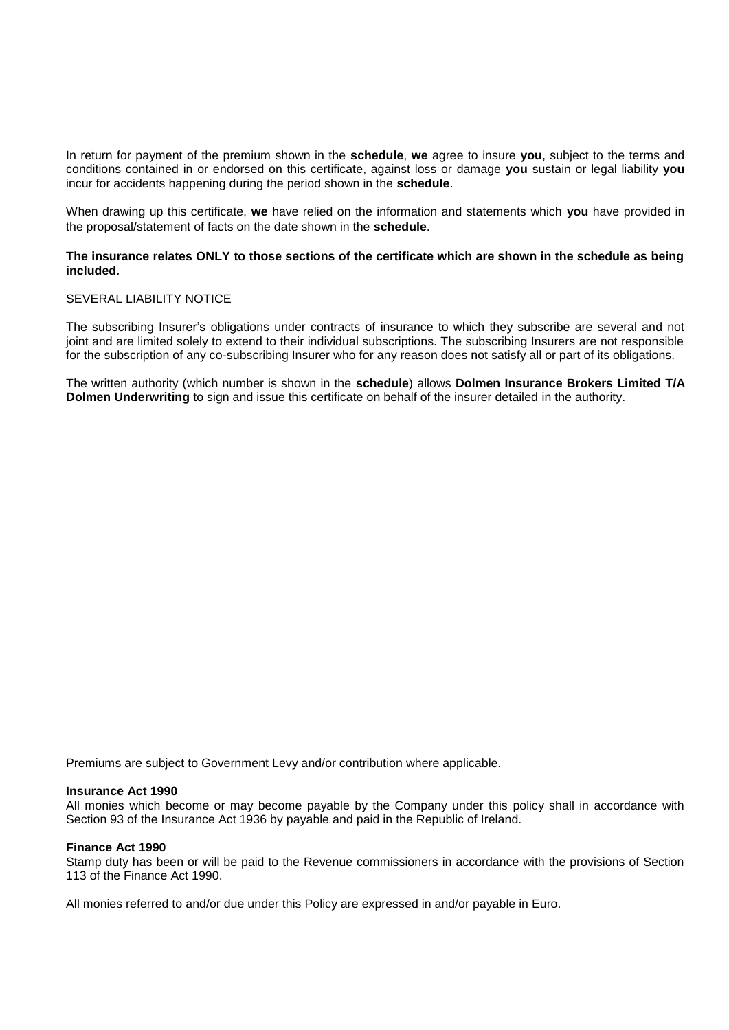In return for payment of the premium shown in the **schedule**, **we** agree to insure **you**, subject to the terms and conditions contained in or endorsed on this certificate, against loss or damage **you** sustain or legal liability **you** incur for accidents happening during the period shown in the **schedule**.

When drawing up this certificate, **we** have relied on the information and statements which **you** have provided in the proposal/statement of facts on the date shown in the **schedule**.

**The insurance relates ONLY to those sections of the certificate which are shown in the schedule as being included.**

SEVERAL LIABILITY NOTICE

The subscribing Insurer's obligations under contracts of insurance to which they subscribe are several and not joint and are limited solely to extend to their individual subscriptions. The subscribing Insurers are not responsible for the subscription of any co-subscribing Insurer who for any reason does not satisfy all or part of its obligations.

The written authority (which number is shown in the **schedule**) allows **Dolmen Insurance Brokers Limited T/A Dolmen Underwriting** to sign and issue this certificate on behalf of the insurer detailed in the authority.

Premiums are subject to Government Levy and/or contribution where applicable.

**Insurance Act 1990**

All monies which become or may become payable by the Company under this policy shall in accordance with Section 93 of the Insurance Act 1936 by payable and paid in the Republic of Ireland.

**Finance Act 1990**

Stamp duty has been or will be paid to the Revenue commissioners in accordance with the provisions of Section 113 of the Finance Act 1990.

All monies referred to and/or due under this Policy are expressed in and/or payable in Euro.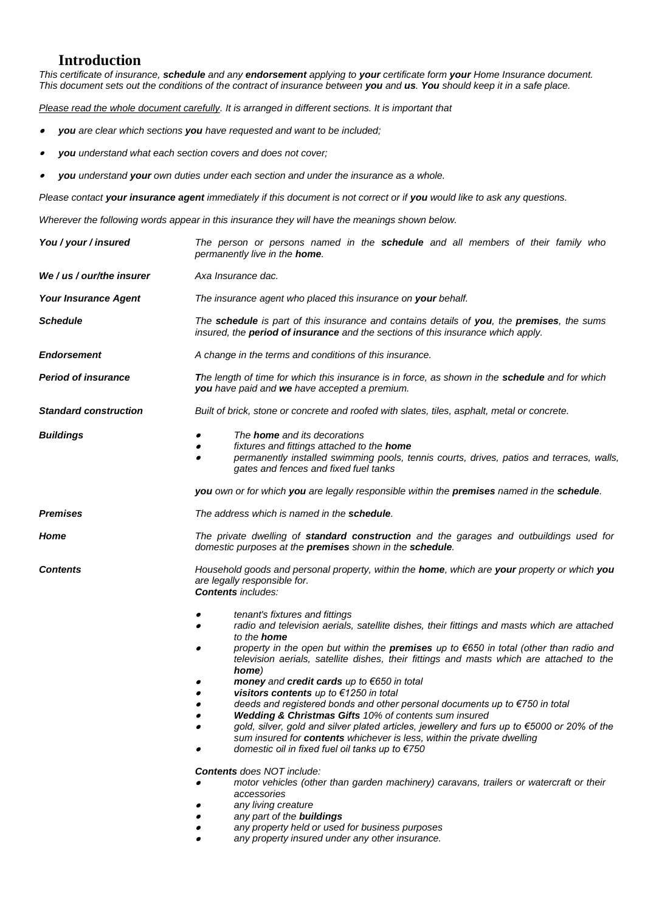# Introduction

*This certificate of insurance, **schedule** and any **endorsement** applying to **your** certificate form **your** Home Insurance document. This document sets out the conditions of the contract of insurance between **you** and **us**. **You** should keep it in a safe place.*

*<u>Please read the whole document carefully</u>. It is arranged in different sections. It is important that*

- ***you** are clear which sections **you** have requested and want to be included;*
- ***you** understand what each section covers and does not cover;*
- ***you** understand **your** own duties under each section and under the insurance as a whole.*

*Please contact **your insurance agent** immediately if this document is not correct or if **you** would like to ask any questions.*

*Wherever the following words appear in this insurance they will have the meanings shown below.*

***You / your / insured*** — *The person or persons named in the **schedule** and all members of their family who permanently live in the **home**.*

***We / us / our/the insurer*** — *Axa Insurance dac.*

***Your Insurance Agent*** — *The insurance agent who placed this insurance on **your** behalf.*

***Schedule*** — *The **schedule** is part of this insurance and contains details of **you**, the **premises**, the sums insured, the **period of insurance** and the sections of this insurance which apply.*

***Endorsement*** — *A change in the terms and conditions of this insurance.*

***Period of insurance*** — ***T**he length of time for which this insurance is in force, as shown in the **schedule** and for which **you** have paid and **we** have accepted a premium.*

***Standard construction*** — *Built of brick, stone or concrete and roofed with slates, tiles, asphalt, metal or concrete.*

***Buildings***

- *The **home** and its decorations*
- *fixtures and fittings attached to the **home***
- *permanently installed swimming pools, tennis courts, drives, patios and terraces, walls, gates and fences and fixed fuel tanks*

***you** own or for which **you** are legally responsible within the **premises** named in the **schedule**.*

***Premises*** — *The address which is named in the **schedule**.*

***Home*** — *The private dwelling of **standard construction** and the garages and outbuildings used for domestic purposes at the **premises** shown in the **schedule**.*

***Contents*** — *Household goods and personal property, within the **home**, which are **your** property or which **you** are legally responsible for.*
***Contents** includes:*

- *tenant's fixtures and fittings*
- *radio and television aerials, satellite dishes, their fittings and masts which are attached to the **home***
- *property in the open but within the **premises** up to €650 in total (other than radio and television aerials, satellite dishes, their fittings and masts which are attached to the **home**)*
- ***money** and **credit cards** up to €650 in total*
- ***visitors contents** up to €1250 in total*
- *deeds and registered bonds and other personal documents up to €750 in total*
- ***Wedding & Christmas Gifts** 10% of contents sum insured*
- *gold, silver, gold and silver plated articles, jewellery and furs up to €5000 or 20% of the sum insured for **contents** whichever is less, within the private dwelling*
- *domestic oil in fixed fuel oil tanks up to €750*

***Contents** does NOT include:*

- *motor vehicles (other than garden machinery) caravans, trailers or watercraft or their accessories*
- *any living creature*
- *any part of the **buildings***
- *any property held or used for business purposes*
- *any property insured under any other insurance.*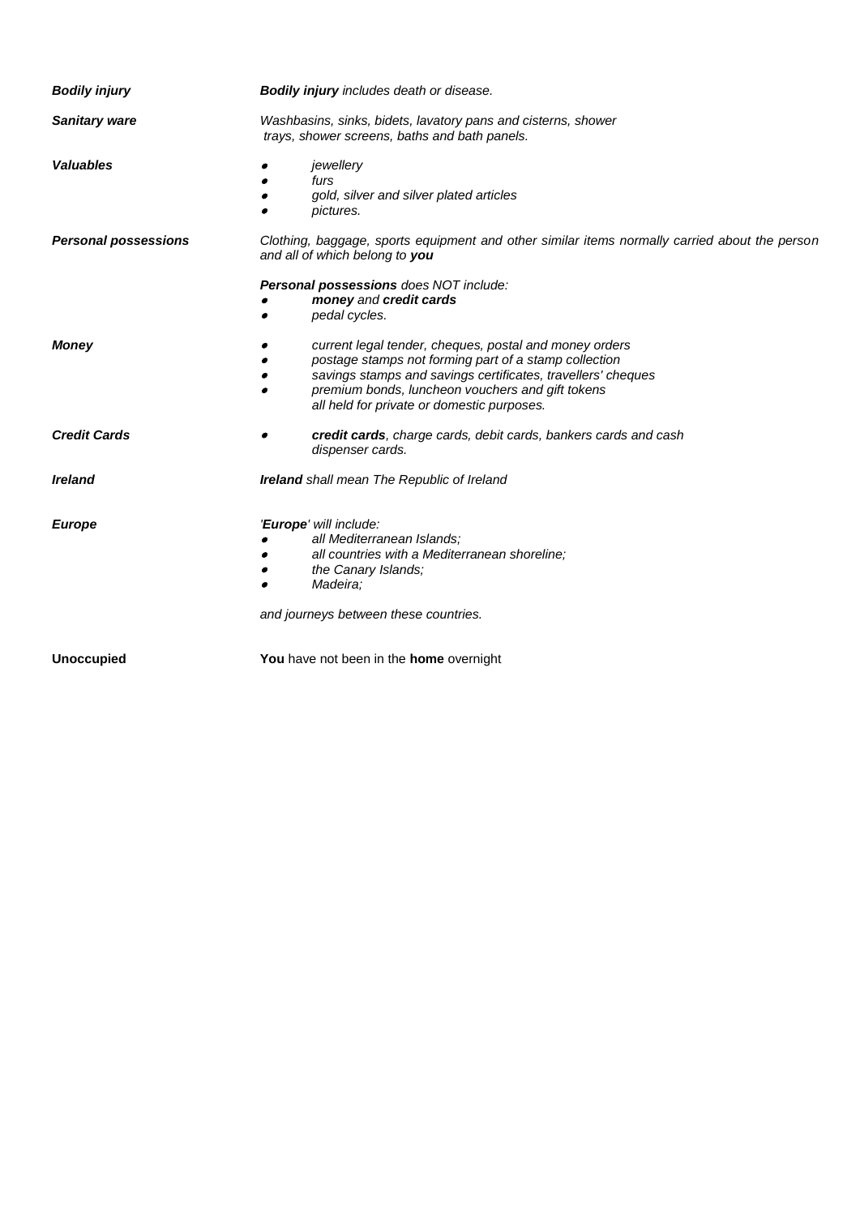***Bodily injury*** — ***Bodily injury*** *includes death or disease.*

***Sanitary ware*** — *Washbasins, sinks, bidets, lavatory pans and cisterns, shower trays, shower screens, baths and bath panels.*

***Valuables***

- *jewellery*
- *furs*
- *gold, silver and silver plated articles*
- *pictures.*

***Personal possessions*** — *Clothing, baggage, sports equipment and other similar items normally carried about the person and all of which belong to* ***you***

***Personal possessions*** *does NOT include:*

- ***money*** *and* ***credit cards***
- *pedal cycles.*

***Money***

- *current legal tender, cheques, postal and money orders*
- *postage stamps not forming part of a stamp collection*
- *savings stamps and savings certificates, travellers' cheques*
- *premium bonds, luncheon vouchers and gift tokens all held for private or domestic purposes.*

***Credit Cards***

- ***credit cards****, charge cards, debit cards, bankers cards and cash dispenser cards.*

***Ireland*** — ***Ireland*** *shall mean The Republic of Ireland*

***Europe*** — *'****Europe****' will include:*

- *all Mediterranean Islands;*
- *all countries with a Mediterranean shoreline;*
- *the Canary Islands;*
- *Madeira;*

*and journeys between these countries.*

**Unoccupied** — **You** have not been in the **home** overnight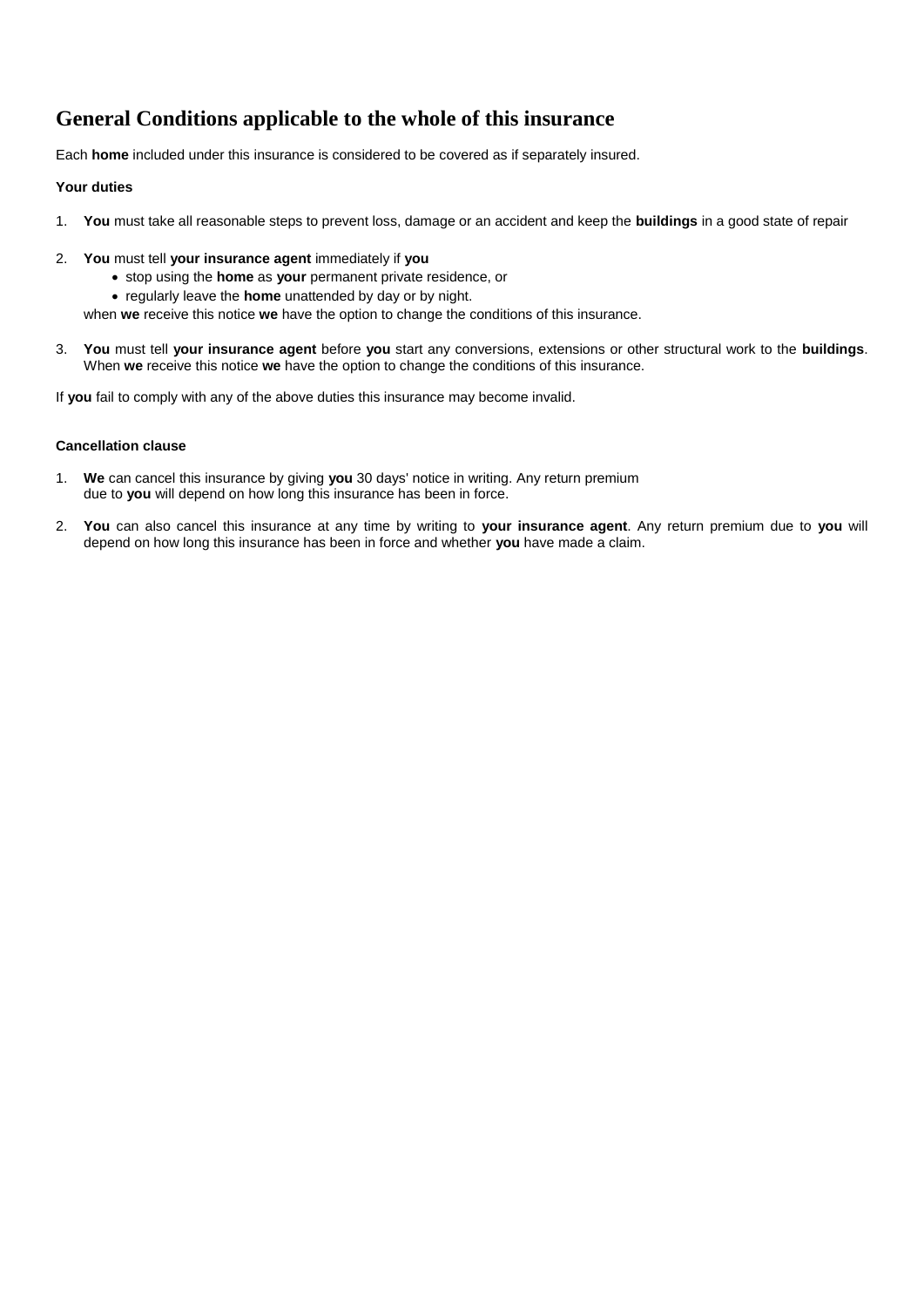# General Conditions applicable to the whole of this insurance

Each **home** included under this insurance is considered to be covered as if separately insured.

**Your duties**

1. **You** must take all reasonable steps to prevent loss, damage or an accident and keep the **buildings** in a good state of repair

2. **You** must tell **your insurance agent** immediately if **you**
   - stop using the **home** as **your** permanent private residence, or
   - regularly leave the **home** unattended by day or by night.

   when **we** receive this notice **we** have the option to change the conditions of this insurance.

3. **You** must tell **your insurance agent** before **you** start any conversions, extensions or other structural work to the **buildings**. When **we** receive this notice **we** have the option to change the conditions of this insurance.

If **you** fail to comply with any of the above duties this insurance may become invalid.

**Cancellation clause**

1. **We** can cancel this insurance by giving **you** 30 days' notice in writing. Any return premium due to **you** will depend on how long this insurance has been in force.

2. **You** can also cancel this insurance at any time by writing to **your insurance agent**. Any return premium due to **you** will depend on how long this insurance has been in force and whether **you** have made a claim.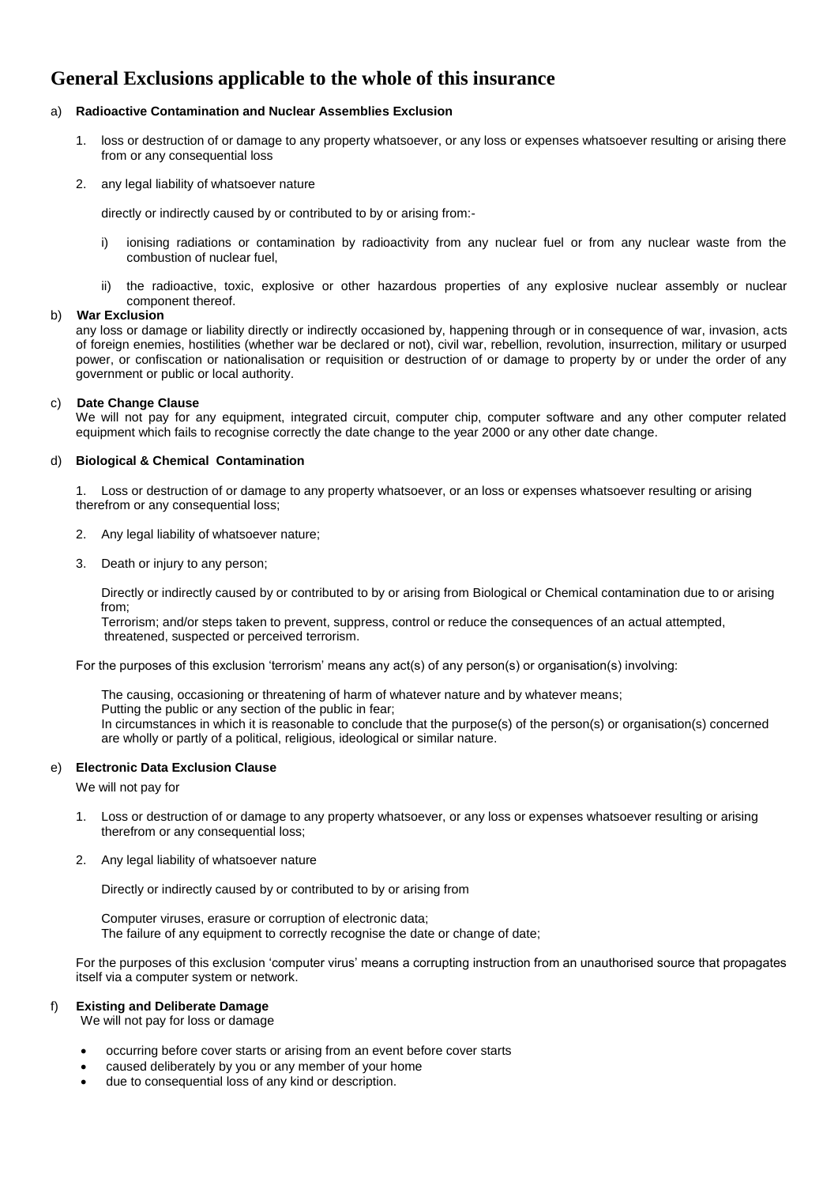# General Exclusions applicable to the whole of this insurance

a) **Radioactive Contamination and Nuclear Assemblies Exclusion**

1. loss or destruction of or damage to any property whatsoever, or any loss or expenses whatsoever resulting or arising there from or any consequential loss

2. any legal liability of whatsoever nature

   directly or indirectly caused by or contributed to by or arising from:-

   i) ionising radiations or contamination by radioactivity from any nuclear fuel or from any nuclear waste from the combustion of nuclear fuel,

   ii) the radioactive, toxic, explosive or other hazardous properties of any explosive nuclear assembly or nuclear component thereof.

b) **War Exclusion**

any loss or damage or liability directly or indirectly occasioned by, happening through or in consequence of war, invasion, acts of foreign enemies, hostilities (whether war be declared or not), civil war, rebellion, revolution, insurrection, military or usurped power, or confiscation or nationalisation or requisition or destruction of or damage to property by or under the order of any government or public or local authority.

c) **Date Change Clause**

We will not pay for any equipment, integrated circuit, computer chip, computer software and any other computer related equipment which fails to recognise correctly the date change to the year 2000 or any other date change.

d) **Biological & Chemical Contamination**

1. Loss or destruction of or damage to any property whatsoever, or an loss or expenses whatsoever resulting or arising therefrom or any consequential loss;

2. Any legal liability of whatsoever nature;

3. Death or injury to any person;

   Directly or indirectly caused by or contributed to by or arising from Biological or Chemical contamination due to or arising from;

   Terrorism; and/or steps taken to prevent, suppress, control or reduce the consequences of an actual attempted, threatened, suspected or perceived terrorism.

For the purposes of this exclusion 'terrorism' means any act(s) of any person(s) or organisation(s) involving:

The causing, occasioning or threatening of harm of whatever nature and by whatever means;
Putting the public or any section of the public in fear;
In circumstances in which it is reasonable to conclude that the purpose(s) of the person(s) or organisation(s) concerned are wholly or partly of a political, religious, ideological or similar nature.

e) **Electronic Data Exclusion Clause**

We will not pay for

1. Loss or destruction of or damage to any property whatsoever, or any loss or expenses whatsoever resulting or arising therefrom or any consequential loss;

2. Any legal liability of whatsoever nature

   Directly or indirectly caused by or contributed to by or arising from

   Computer viruses, erasure or corruption of electronic data;
   The failure of any equipment to correctly recognise the date or change of date;

For the purposes of this exclusion 'computer virus' means a corrupting instruction from an unauthorised source that propagates itself via a computer system or network.

f) **Existing and Deliberate Damage**

We will not pay for loss or damage

- occurring before cover starts or arising from an event before cover starts
- caused deliberately by you or any member of your home
- due to consequential loss of any kind or description.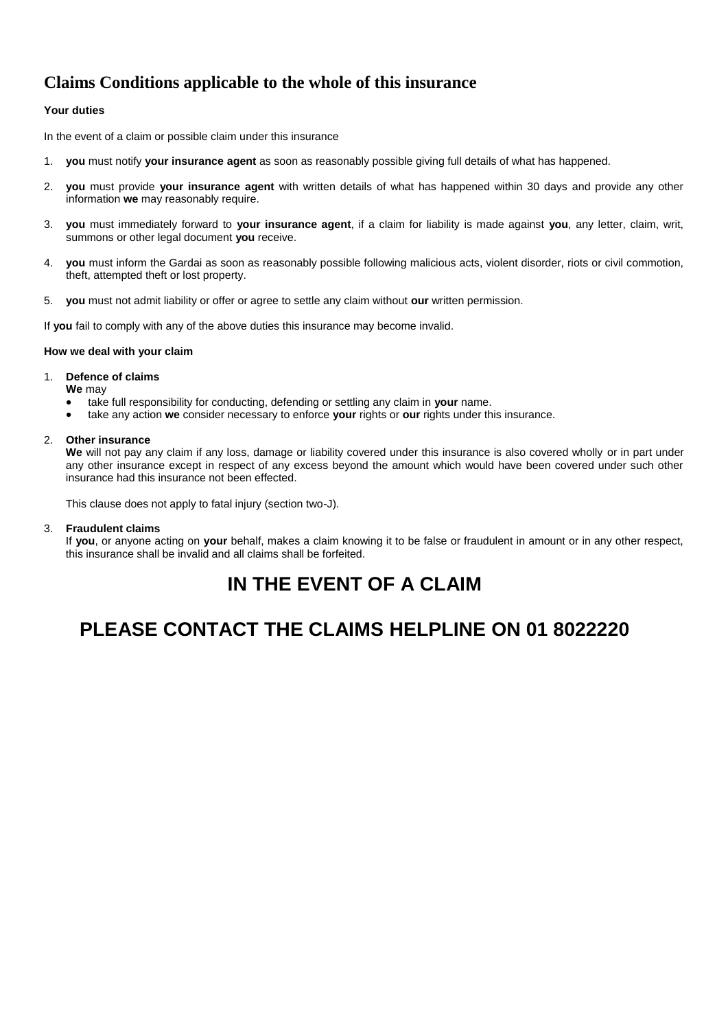## Claims Conditions applicable to the whole of this insurance

**Your duties**

In the event of a claim or possible claim under this insurance

1. **you** must notify **your insurance agent** as soon as reasonably possible giving full details of what has happened.
2. **you** must provide **your insurance agent** with written details of what has happened within 30 days and provide any other information **we** may reasonably require.
3. **you** must immediately forward to **your insurance agent**, if a claim for liability is made against **you**, any letter, claim, writ, summons or other legal document **you** receive.
4. **you** must inform the Gardai as soon as reasonably possible following malicious acts, violent disorder, riots or civil commotion, theft, attempted theft or lost property.
5. **you** must not admit liability or offer or agree to settle any claim without **our** written permission.

If **you** fail to comply with any of the above duties this insurance may become invalid.

**How we deal with your claim**

1. **Defence of claims**
   **We** may
   - take full responsibility for conducting, defending or settling any claim in **your** name.
   - take any action **we** consider necessary to enforce **your** rights or **our** rights under this insurance.

2. **Other insurance**
   **We** will not pay any claim if any loss, damage or liability covered under this insurance is also covered wholly or in part under any other insurance except in respect of any excess beyond the amount which would have been covered under such other insurance had this insurance not been effected.

   This clause does not apply to fatal injury (section two-J).

3. **Fraudulent claims**
   If **you**, or anyone acting on **your** behalf, makes a claim knowing it to be false or fraudulent in amount or in any other respect, this insurance shall be invalid and all claims shall be forfeited.

## IN THE EVENT OF A CLAIM

## PLEASE CONTACT THE CLAIMS HELPLINE ON 01 8022220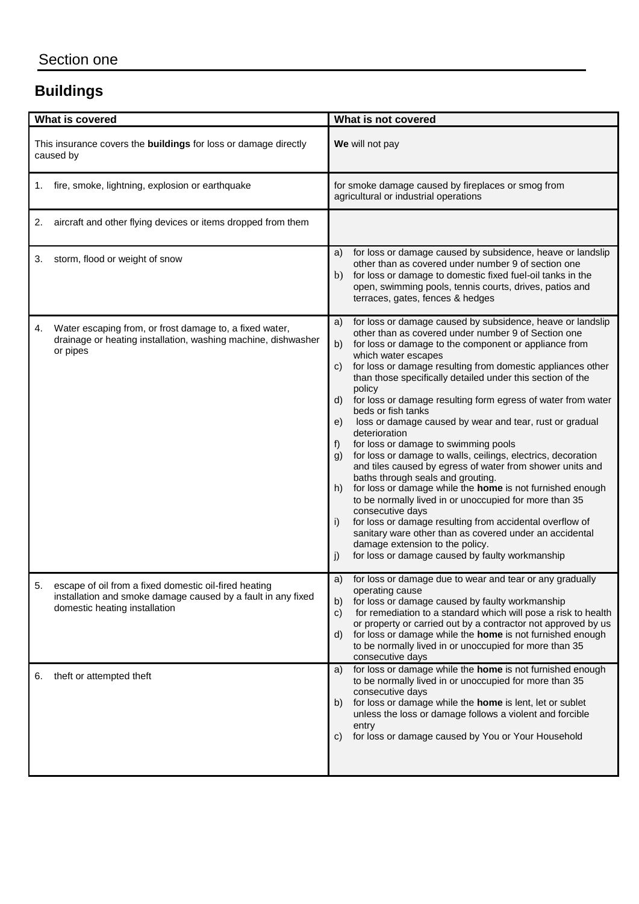Section one

## Buildings

| What is covered | What is not covered |
|---|---|
| This insurance covers the **buildings** for loss or damage directly caused by | **We** will not pay |
| 1. fire, smoke, lightning, explosion or earthquake | for smoke damage caused by fireplaces or smog from agricultural or industrial operations |
| 2. aircraft and other flying devices or items dropped from them | |
| 3. storm, flood or weight of snow | a) for loss or damage caused by subsidence, heave or landslip other than as covered under number 9 of section one<br>b) for loss or damage to domestic fixed fuel-oil tanks in the open, swimming pools, tennis courts, drives, patios and terraces, gates, fences & hedges |
| 4. Water escaping from, or frost damage to, a fixed water, drainage or heating installation, washing machine, dishwasher or pipes | a) for loss or damage caused by subsidence, heave or landslip other than as covered under number 9 of Section one<br>b) for loss or damage to the component or appliance from which water escapes<br>c) for loss or damage resulting from domestic appliances other than those specifically detailed under this section of the policy<br>d) for loss or damage resulting form egress of water from water beds or fish tanks<br>e) loss or damage caused by wear and tear, rust or gradual deterioration<br>f) for loss or damage to swimming pools<br>g) for loss or damage to walls, ceilings, electrics, decoration and tiles caused by egress of water from shower units and baths through seals and grouting.<br>h) for loss or damage while the **home** is not furnished enough to be normally lived in or unoccupied for more than 35 consecutive days<br>i) for loss or damage resulting from accidental overflow of sanitary ware other than as covered under an accidental damage extension to the policy.<br>j) for loss or damage caused by faulty workmanship |
| 5. escape of oil from a fixed domestic oil-fired heating installation and smoke damage caused by a fault in any fixed domestic heating installation | a) for loss or damage due to wear and tear or any gradually operating cause<br>b) for loss or damage caused by faulty workmanship<br>c) for remediation to a standard which will pose a risk to health or property or carried out by a contractor not approved by us<br>d) for loss or damage while the **home** is not furnished enough to be normally lived in or unoccupied for more than 35 consecutive days |
| 6. theft or attempted theft | a) for loss or damage while the **home** is not furnished enough to be normally lived in or unoccupied for more than 35 consecutive days<br>b) for loss or damage while the **home** is lent, let or sublet unless the loss or damage follows a violent and forcible entry<br>c) for loss or damage caused by You or Your Household |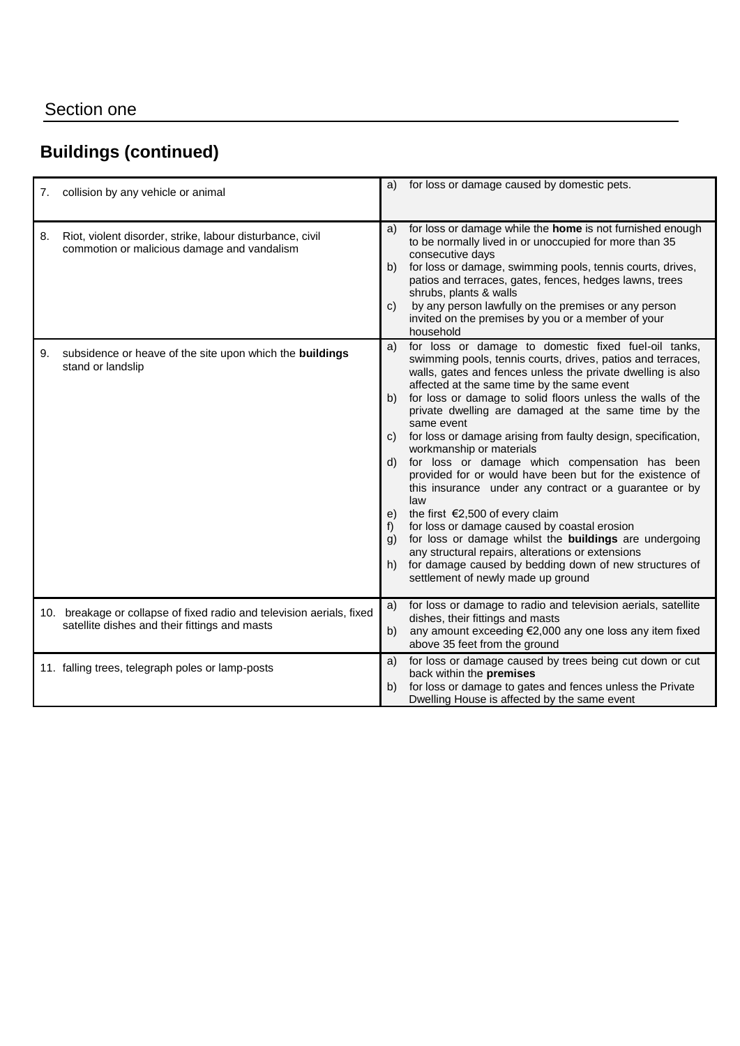## Section one

### Buildings (continued)

| | |
|---|---|
| 7. collision by any vehicle or animal | a) for loss or damage caused by domestic pets. |
| 8. Riot, violent disorder, strike, labour disturbance, civil commotion or malicious damage and vandalism | a) for loss or damage while the **home** is not furnished enough to be normally lived in or unoccupied for more than 35 consecutive days<br>b) for loss or damage, swimming pools, tennis courts, drives, patios and terraces, gates, fences, hedges lawns, trees shrubs, plants & walls<br>c) by any person lawfully on the premises or any person invited on the premises by you or a member of your household |
| 9. subsidence or heave of the site upon which the **buildings** stand or landslip | a) for loss or damage to domestic fixed fuel-oil tanks, swimming pools, tennis courts, drives, patios and terraces, walls, gates and fences unless the private dwelling is also affected at the same time by the same event<br>b) for loss or damage to solid floors unless the walls of the private dwelling are damaged at the same time by the same event<br>c) for loss or damage arising from faulty design, specification, workmanship or materials<br>d) for loss or damage which compensation has been provided for or would have been but for the existence of this insurance under any contract or a guarantee or by law<br>e) the first €2,500 of every claim<br>f) for loss or damage caused by coastal erosion<br>g) for loss or damage whilst the **buildings** are undergoing any structural repairs, alterations or extensions<br>h) for damage caused by bedding down of new structures of settlement of newly made up ground |
| 10. breakage or collapse of fixed radio and television aerials, fixed satellite dishes and their fittings and masts | a) for loss or damage to radio and television aerials, satellite dishes, their fittings and masts<br>b) any amount exceeding €2,000 any one loss any item fixed above 35 feet from the ground |
| 11. falling trees, telegraph poles or lamp-posts | a) for loss or damage caused by trees being cut down or cut back within the **premises**<br>b) for loss or damage to gates and fences unless the Private Dwelling House is affected by the same event |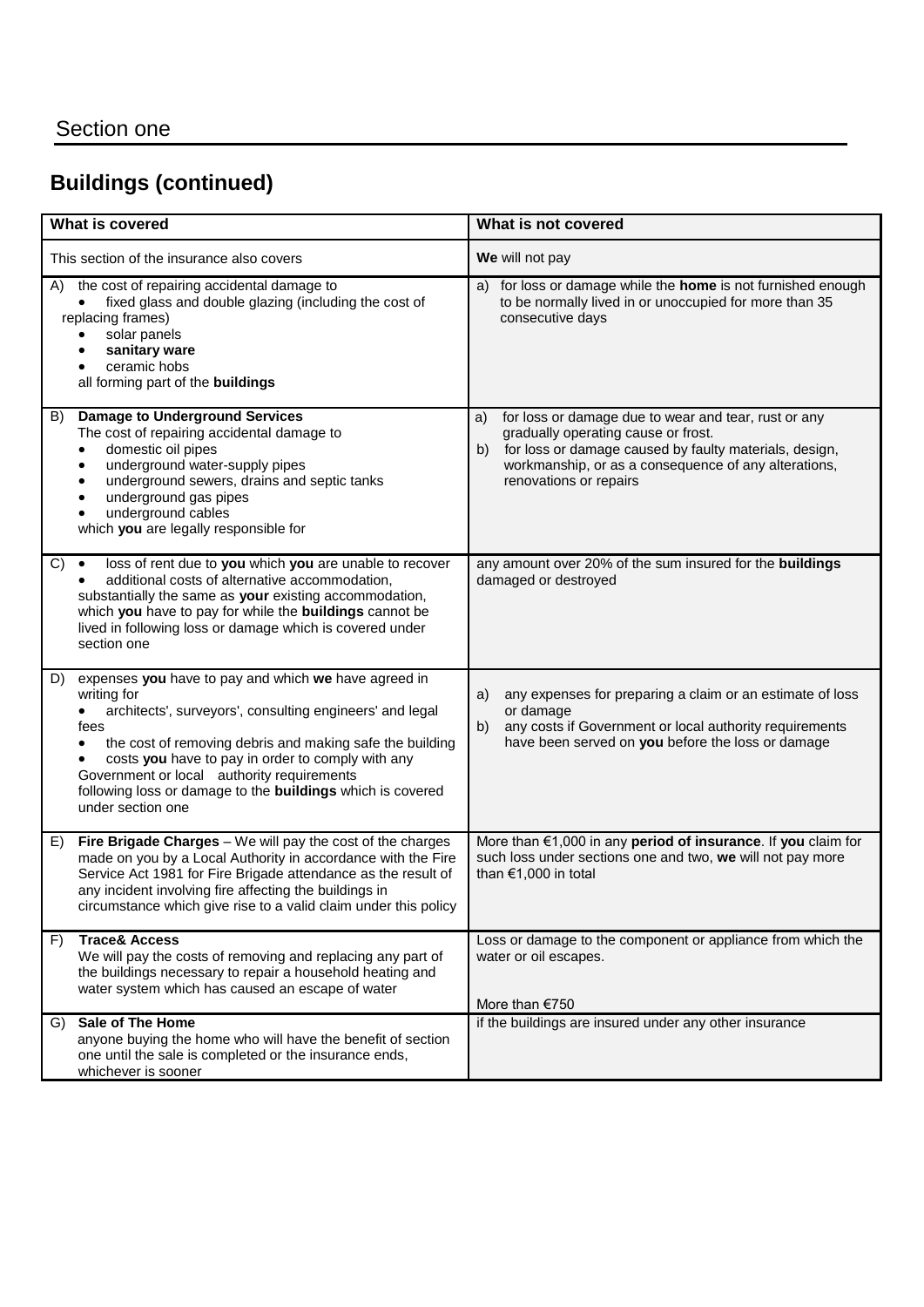## Section one

### Buildings (continued)

| What is covered | What is not covered |
| --- | --- |
| This section of the insurance also covers | **We** will not pay |
| A) the cost of repairing accidental damage to<br>• fixed glass and double glazing (including the cost of replacing frames)<br>• solar panels<br>• **sanitary ware**<br>• ceramic hobs<br>all forming part of the **buildings** | a) for loss or damage while the **home** is not furnished enough to be normally lived in or unoccupied for more than 35 consecutive days |
| B) **Damage to Underground Services**<br>The cost of repairing accidental damage to<br>• domestic oil pipes<br>• underground water-supply pipes<br>• underground sewers, drains and septic tanks<br>• underground gas pipes<br>• underground cables<br>which **you** are legally responsible for | a) for loss or damage due to wear and tear, rust or any gradually operating cause or frost.<br>b) for loss or damage caused by faulty materials, design, workmanship, or as a consequence of any alterations, renovations or repairs |
| C) • loss of rent due to **you** which **you** are unable to recover<br>• additional costs of alternative accommodation, substantially the same as **your** existing accommodation, which **you** have to pay for while the **buildings** cannot be lived in following loss or damage which is covered under section one | any amount over 20% of the sum insured for the **buildings** damaged or destroyed |
| D) expenses **you** have to pay and which **we** have agreed in writing for<br>• architects', surveyors', consulting engineers' and legal fees<br>• the cost of removing debris and making safe the building<br>• costs **you** have to pay in order to comply with any Government or local authority requirements<br>following loss or damage to the **buildings** which is covered under section one | a) any expenses for preparing a claim or an estimate of loss or damage<br>b) any costs if Government or local authority requirements have been served on **you** before the loss or damage |
| E) **Fire Brigade Charges** – We will pay the cost of the charges made on you by a Local Authority in accordance with the Fire Service Act 1981 for Fire Brigade attendance as the result of any incident involving fire affecting the buildings in circumstance which give rise to a valid claim under this policy | More than €1,000 in any **period of insurance**. If **you** claim for such loss under sections one and two, **we** will not pay more than €1,000 in total |
| F) **Trace& Access**<br>We will pay the costs of removing and replacing any part of the buildings necessary to repair a household heating and water system which has caused an escape of water | Loss or damage to the component or appliance from which the water or oil escapes.<br><br>More than €750 |
| G) **Sale of The Home**<br>anyone buying the home who will have the benefit of section one until the sale is completed or the insurance ends, whichever is sooner | if the buildings are insured under any other insurance |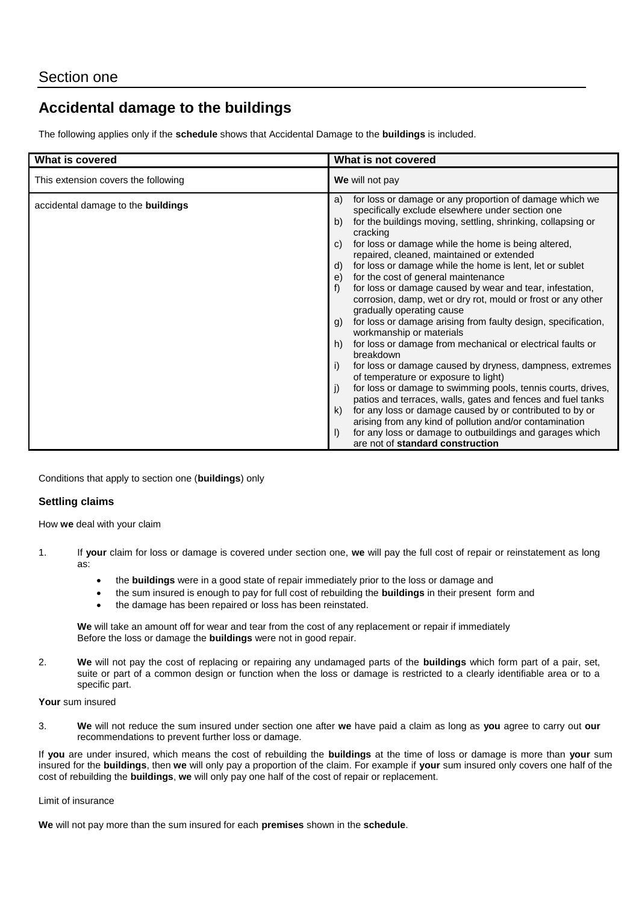# Section one

## Accidental damage to the buildings

The following applies only if the **schedule** shows that Accidental Damage to the **buildings** is included.

| What is covered | What is not covered |
|---|---|
| This extension covers the following | **We** will not pay |
| accidental damage to the **buildings** | a) for loss or damage or any proportion of damage which we specifically exclude elsewhere under section one<br>b) for the buildings moving, settling, shrinking, collapsing or cracking<br>c) for loss or damage while the home is being altered, repaired, cleaned, maintained or extended<br>d) for loss or damage while the home is lent, let or sublet<br>e) for the cost of general maintenance<br>f) for loss or damage caused by wear and tear, infestation, corrosion, damp, wet or dry rot, mould or frost or any other gradually operating cause<br>g) for loss or damage arising from faulty design, specification, workmanship or materials<br>h) for loss or damage from mechanical or electrical faults or breakdown<br>i) for loss or damage caused by dryness, dampness, extremes of temperature or exposure to light)<br>j) for loss or damage to swimming pools, tennis courts, drives, patios and terraces, walls, gates and fences and fuel tanks<br>k) for any loss or damage caused by or contributed to by or arising from any kind of pollution and/or contamination<br>l) for any loss or damage to outbuildings and garages which are not of **standard construction** |

Conditions that apply to section one (**buildings**) only

### Settling claims

How **we** deal with your claim

1. If **your** claim for loss or damage is covered under section one, **we** will pay the full cost of repair or reinstatement as long as:

   - the **buildings** were in a good state of repair immediately prior to the loss or damage and
   - the sum insured is enough to pay for full cost of rebuilding the **buildings** in their present form and
   - the damage has been repaired or loss has been reinstated.

   **We** will take an amount off for wear and tear from the cost of any replacement or repair if immediately Before the loss or damage the **buildings** were not in good repair.

2. **We** will not pay the cost of replacing or repairing any undamaged parts of the **buildings** which form part of a pair, set, suite or part of a common design or function when the loss or damage is restricted to a clearly identifiable area or to a specific part.

**Your** sum insured

3. **We** will not reduce the sum insured under section one after **we** have paid a claim as long as **you** agree to carry out **our** recommendations to prevent further loss or damage.

If **you** are under insured, which means the cost of rebuilding the **buildings** at the time of loss or damage is more than **your** sum insured for the **buildings**, then **we** will only pay a proportion of the claim. For example if **your** sum insured only covers one half of the cost of rebuilding the **buildings**, **we** will only pay one half of the cost of repair or replacement.

Limit of insurance

**We** will not pay more than the sum insured for each **premises** shown in the **schedule**.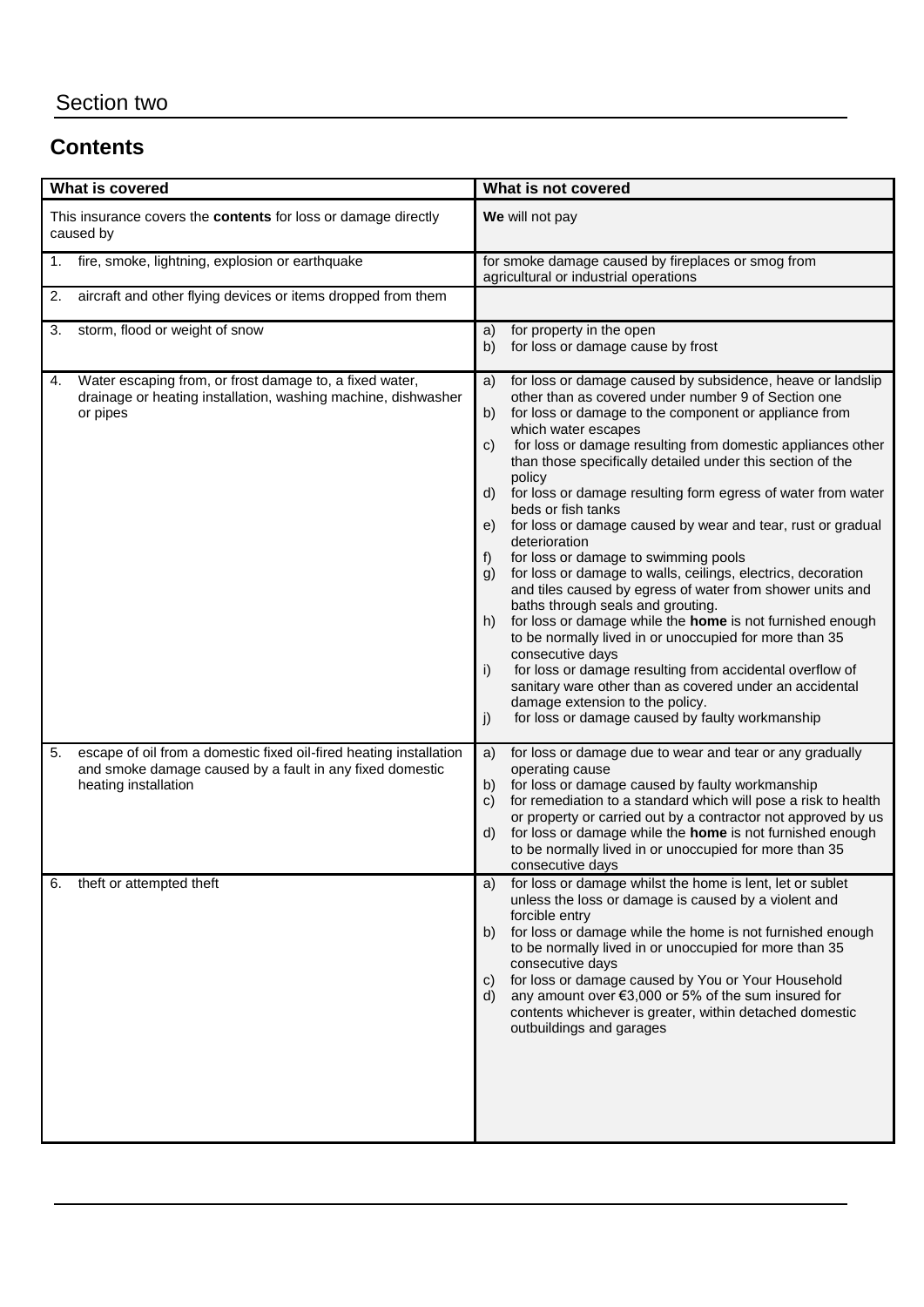## Section two

## Contents

| What is covered | What is not covered |
|---|---|
| This insurance covers the **contents** for loss or damage directly caused by | **We** will not pay |
| 1. fire, smoke, lightning, explosion or earthquake | for smoke damage caused by fireplaces or smog from agricultural or industrial operations |
| 2. aircraft and other flying devices or items dropped from them | |
| 3. storm, flood or weight of snow | a) for property in the open<br>b) for loss or damage cause by frost |
| 4. Water escaping from, or frost damage to, a fixed water, drainage or heating installation, washing machine, dishwasher or pipes | a) for loss or damage caused by subsidence, heave or landslip other than as covered under number 9 of Section one<br>b) for loss or damage to the component or appliance from which water escapes<br>c) for loss or damage resulting from domestic appliances other than those specifically detailed under this section of the policy<br>d) for loss or damage resulting form egress of water from water beds or fish tanks<br>e) for loss or damage caused by wear and tear, rust or gradual deterioration<br>f) for loss or damage to swimming pools<br>g) for loss or damage to walls, ceilings, electrics, decoration and tiles caused by egress of water from shower units and baths through seals and grouting.<br>h) for loss or damage while the **home** is not furnished enough to be normally lived in or unoccupied for more than 35 consecutive days<br>i) for loss or damage resulting from accidental overflow of sanitary ware other than as covered under an accidental damage extension to the policy.<br>j) for loss or damage caused by faulty workmanship |
| 5. escape of oil from a domestic fixed oil-fired heating installation and smoke damage caused by a fault in any fixed domestic heating installation | a) for loss or damage due to wear and tear or any gradually operating cause<br>b) for loss or damage caused by faulty workmanship<br>c) for remediation to a standard which will pose a risk to health or property or carried out by a contractor not approved by us<br>d) for loss or damage while the **home** is not furnished enough to be normally lived in or unoccupied for more than 35 consecutive days |
| 6. theft or attempted theft | a) for loss or damage whilst the home is lent, let or sublet unless the loss or damage is caused by a violent and forcible entry<br>b) for loss or damage while the home is not furnished enough to be normally lived in or unoccupied for more than 35 consecutive days<br>c) for loss or damage caused by You or Your Household<br>d) any amount over €3,000 or 5% of the sum insured for contents whichever is greater, within detached domestic outbuildings and garages |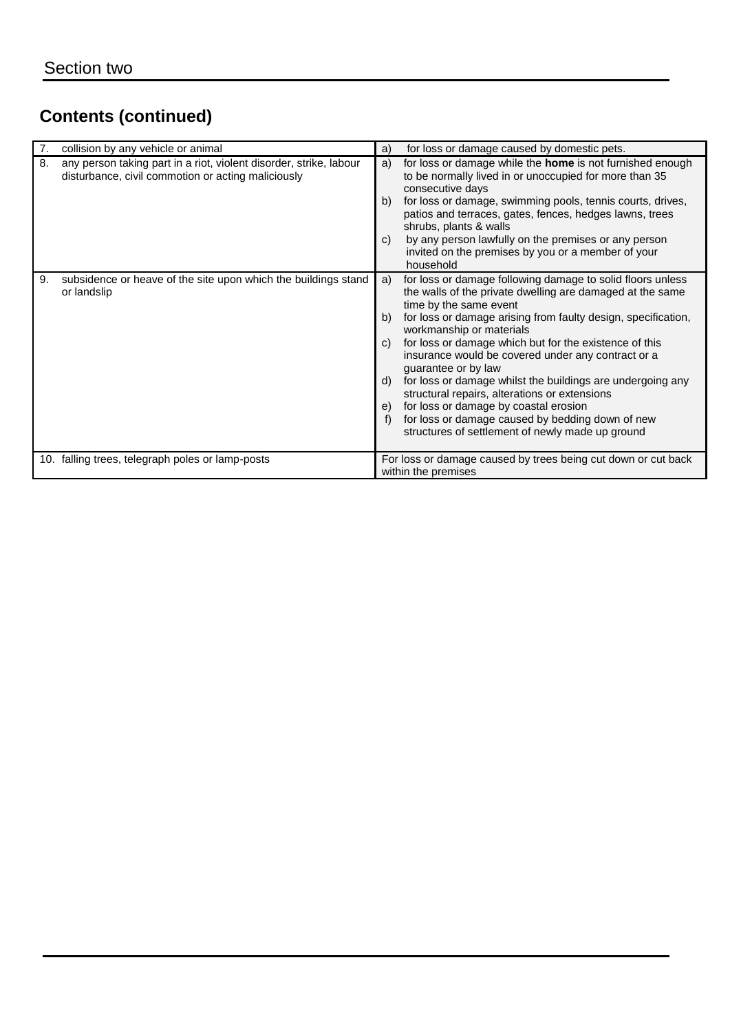## Section two

## Contents (continued)

| | |
|---|---|
| 7. collision by any vehicle or animal | a) for loss or damage caused by domestic pets. |
| 8. any person taking part in a riot, violent disorder, strike, labour disturbance, civil commotion or acting maliciously | a) for loss or damage while the **home** is not furnished enough to be normally lived in or unoccupied for more than 35 consecutive days<br>b) for loss or damage, swimming pools, tennis courts, drives, patios and terraces, gates, fences, hedges lawns, trees shrubs, plants & walls<br>c) by any person lawfully on the premises or any person invited on the premises by you or a member of your household |
| 9. subsidence or heave of the site upon which the buildings stand or landslip | a) for loss or damage following damage to solid floors unless the walls of the private dwelling are damaged at the same time by the same event<br>b) for loss or damage arising from faulty design, specification, workmanship or materials<br>c) for loss or damage which but for the existence of this insurance would be covered under any contract or a guarantee or by law<br>d) for loss or damage whilst the buildings are undergoing any structural repairs, alterations or extensions<br>e) for loss or damage by coastal erosion<br>f) for loss or damage caused by bedding down of new structures of settlement of newly made up ground |
| 10. falling trees, telegraph poles or lamp-posts | For loss or damage caused by trees being cut down or cut back within the premises |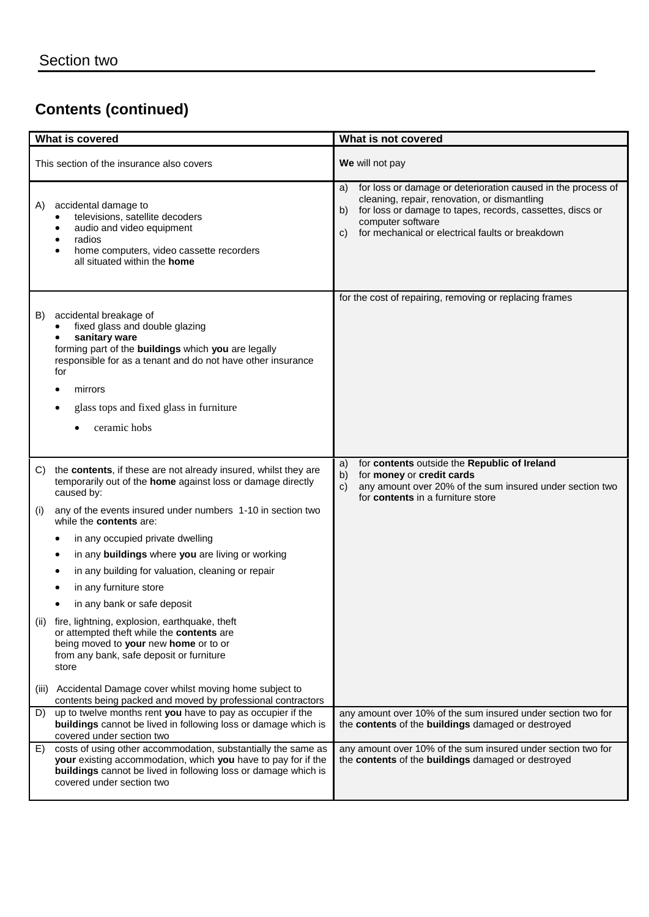## Section two

### Contents (continued)

| What is covered | What is not covered |
|---|---|
| This section of the insurance also covers | **We** will not pay |
| A) accidental damage to<br>• televisions, satellite decoders<br>• audio and video equipment<br>• radios<br>• home computers, video cassette recorders all situated within the **home** | a) for loss or damage or deterioration caused in the process of cleaning, repair, renovation, or dismantling<br>b) for loss or damage to tapes, records, cassettes, discs or computer software<br>c) for mechanical or electrical faults or breakdown |
| B) accidental breakage of<br>• fixed glass and double glazing<br>• **sanitary ware**<br>forming part of the **buildings** which **you** are legally responsible for as a tenant and do not have other insurance for<br>• mirrors<br>• glass tops and fixed glass in furniture<br>• ceramic hobs | for the cost of repairing, removing or replacing frames |
| C) the **contents**, if these are not already insured, whilst they are temporarily out of the **home** against loss or damage directly caused by:<br>(i) any of the events insured under numbers 1-10 in section two while the **contents** are:<br>• in any occupied private dwelling<br>• in any **buildings** where **you** are living or working<br>• in any building for valuation, cleaning or repair<br>• in any furniture store<br>• in any bank or safe deposit<br>(ii) fire, lightning, explosion, earthquake, theft or attempted theft while the **contents** are being moved to **your** new **home** or to or from any bank, safe deposit or furniture store<br>(iii) Accidental Damage cover whilst moving home subject to contents being packed and moved by professional contractors | a) for **contents** outside the **Republic of Ireland**<br>b) for **money** or **credit cards**<br>c) any amount over 20% of the sum insured under section two for **contents** in a furniture store |
| D) up to twelve months rent **you** have to pay as occupier if the **buildings** cannot be lived in following loss or damage which is covered under section two | any amount over 10% of the sum insured under section two for the **contents** of the **buildings** damaged or destroyed |
| E) costs of using other accommodation, substantially the same as **your** existing accommodation, which **you** have to pay for if the **buildings** cannot be lived in following loss or damage which is covered under section two | any amount over 10% of the sum insured under section two for the **contents** of the **buildings** damaged or destroyed |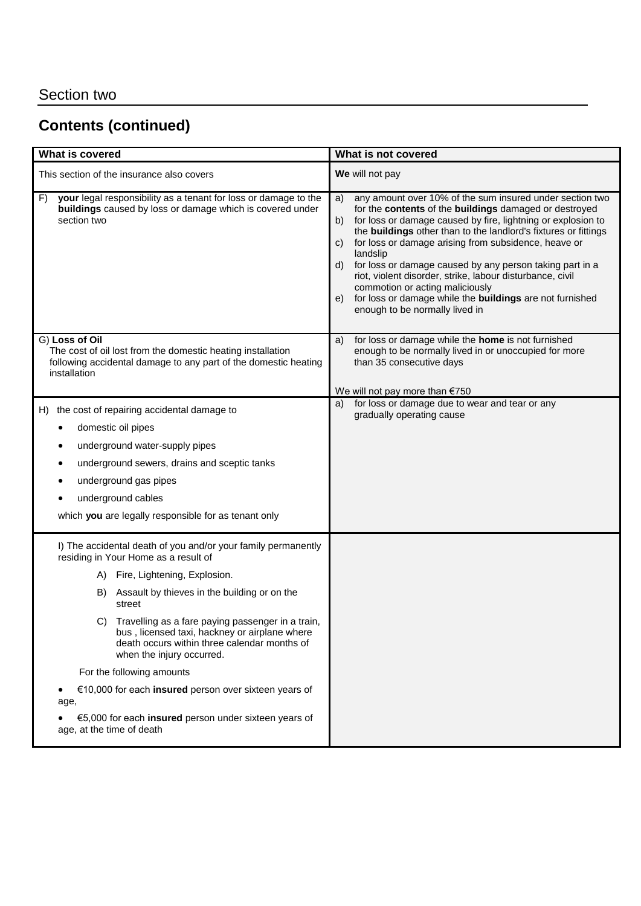## Section two

## Contents (continued)

| What is covered | What is not covered |
|---|---|
| This section of the insurance also covers | **We** will not pay |
| F) **your** legal responsibility as a tenant for loss or damage to the **buildings** caused by loss or damage which is covered under section two | a) any amount over 10% of the sum insured under section two for the **contents** of the **buildings** damaged or destroyed<br>b) for loss or damage caused by fire, lightning or explosion to the **buildings** other than to the landlord's fixtures or fittings<br>c) for loss or damage arising from subsidence, heave or landslip<br>d) for loss or damage caused by any person taking part in a riot, violent disorder, strike, labour disturbance, civil commotion or acting maliciously<br>e) for loss or damage while the **buildings** are not furnished enough to be normally lived in |
| G) **Loss of Oil**<br>The cost of oil lost from the domestic heating installation following accidental damage to any part of the domestic heating installation | a) for loss or damage while the **home** is not furnished enough to be normally lived in or unoccupied for more than 35 consecutive days<br><br>We will not pay more than €750 |
| H) the cost of repairing accidental damage to<br>• domestic oil pipes<br>• underground water-supply pipes<br>• underground sewers, drains and sceptic tanks<br>• underground gas pipes<br>• underground cables<br>which **you** are legally responsible for as tenant only | a) for loss or damage due to wear and tear or any gradually operating cause |
| I) The accidental death of you and/or your family permanently residing in Your Home as a result of<br>A) Fire, Lightening, Explosion.<br>B) Assault by thieves in the building or on the street<br>C) Travelling as a fare paying passenger in a train, bus , licensed taxi, hackney or airplane where death occurs within three calendar months of when the injury occurred.<br>For the following amounts<br>• €10,000 for each **insured** person over sixteen years of age,<br>• €5,000 for each **insured** person under sixteen years of age, at the time of death | |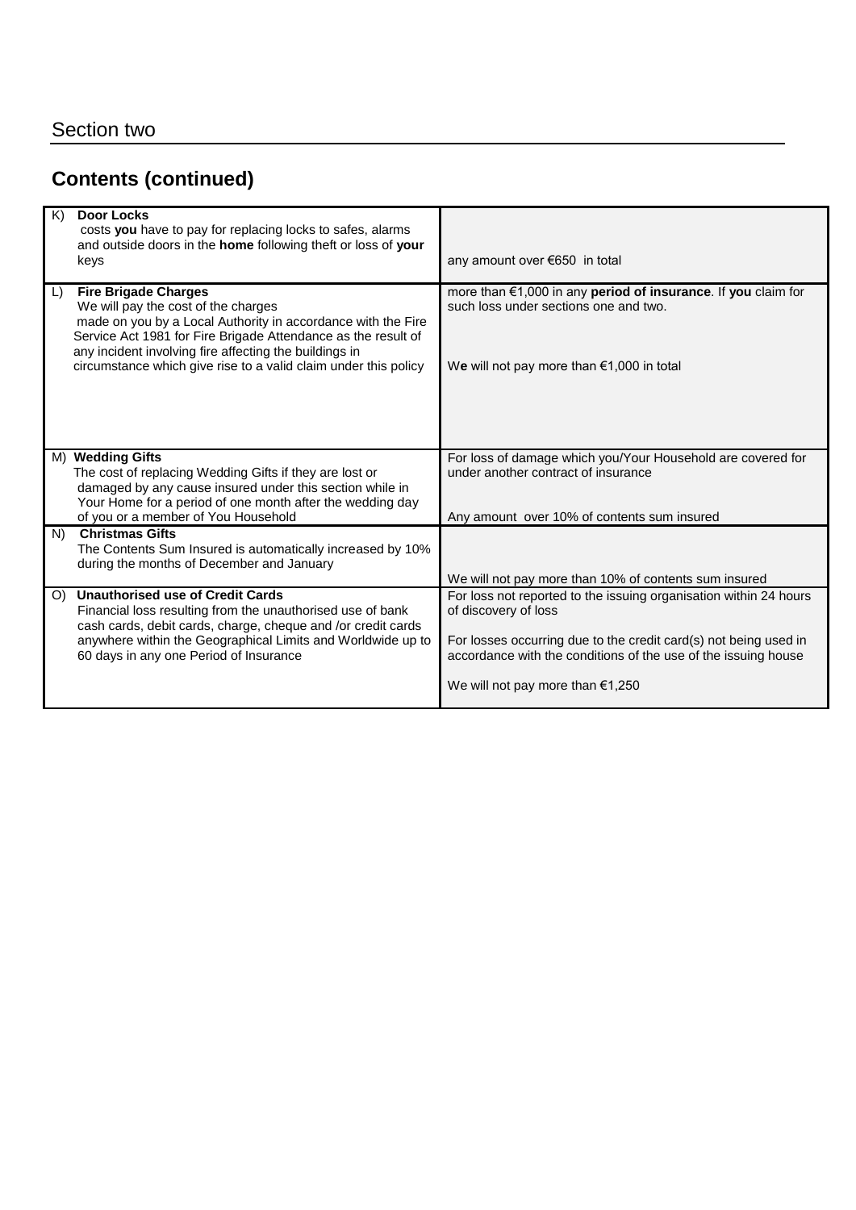Section two

## Contents (continued)

| | |
|---|---|
| K) **Door Locks** costs **you** have to pay for replacing locks to safes, alarms and outside doors in the **home** following theft or loss of **your** keys | any amount over €650 in total |
| L) **Fire Brigade Charges** We will pay the cost of the charges made on you by a Local Authority in accordance with the Fire Service Act 1981 for Fire Brigade Attendance as the result of any incident involving fire affecting the buildings in circumstance which give rise to a valid claim under this policy | more than €1,000 in any **period of insurance**. If **you** claim for such loss under sections one and two.<br><br>W**e** will not pay more than €1,000 in total |
| M) **Wedding Gifts** The cost of replacing Wedding Gifts if they are lost or damaged by any cause insured under this section while in Your Home for a period of one month after the wedding day of you or a member of You Household | For loss of damage which you/Your Household are covered for under another contract of insurance<br><br>Any amount over 10% of contents sum insured |
| N) **Christmas Gifts** The Contents Sum Insured is automatically increased by 10% during the months of December and January | We will not pay more than 10% of contents sum insured |
| O) **Unauthorised use of Credit Cards** Financial loss resulting from the unauthorised use of bank cash cards, debit cards, charge, cheque and /or credit cards anywhere within the Geographical Limits and Worldwide up to 60 days in any one Period of Insurance | For loss not reported to the issuing organisation within 24 hours of discovery of loss<br><br>For losses occurring due to the credit card(s) not being used in accordance with the conditions of the use of the issuing house<br><br>We will not pay more than €1,250 |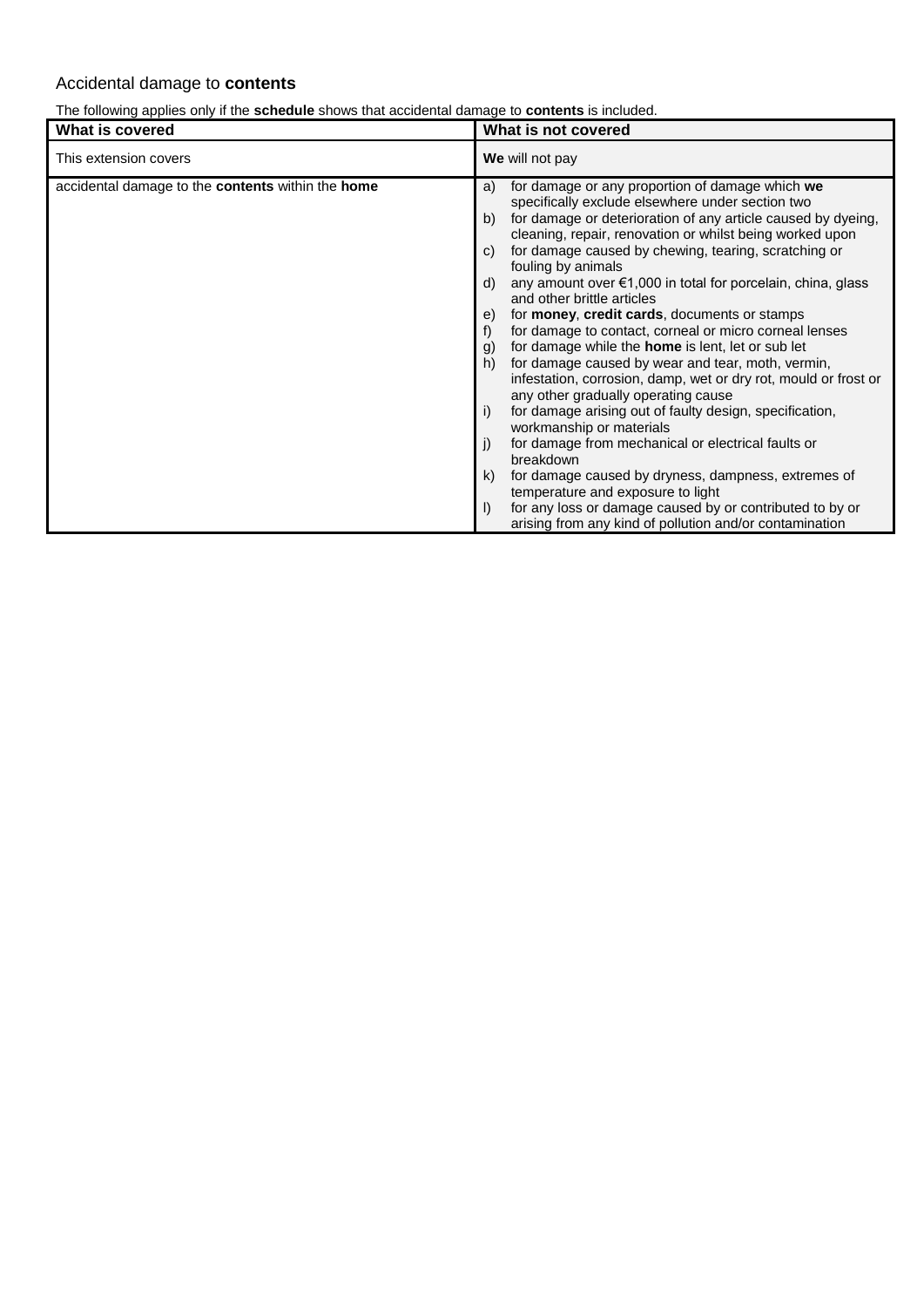### Accidental damage to **contents**

The following applies only if the **schedule** shows that accidental damage to **contents** is included.

| What is covered | What is not covered |
|---|---|
| This extension covers | **We** will not pay |
| accidental damage to the **contents** within the **home** | a) for damage or any proportion of damage which **we** specifically exclude elsewhere under section two<br>b) for damage or deterioration of any article caused by dyeing, cleaning, repair, renovation or whilst being worked upon<br>c) for damage caused by chewing, tearing, scratching or fouling by animals<br>d) any amount over €1,000 in total for porcelain, china, glass and other brittle articles<br>e) for **money**, **credit cards**, documents or stamps<br>f) for damage to contact, corneal or micro corneal lenses<br>g) for damage while the **home** is lent, let or sub let<br>h) for damage caused by wear and tear, moth, vermin, infestation, corrosion, damp, wet or dry rot, mould or frost or any other gradually operating cause<br>i) for damage arising out of faulty design, specification, workmanship or materials<br>j) for damage from mechanical or electrical faults or breakdown<br>k) for damage caused by dryness, dampness, extremes of temperature and exposure to light<br>l) for any loss or damage caused by or contributed to by or arising from any kind of pollution and/or contamination |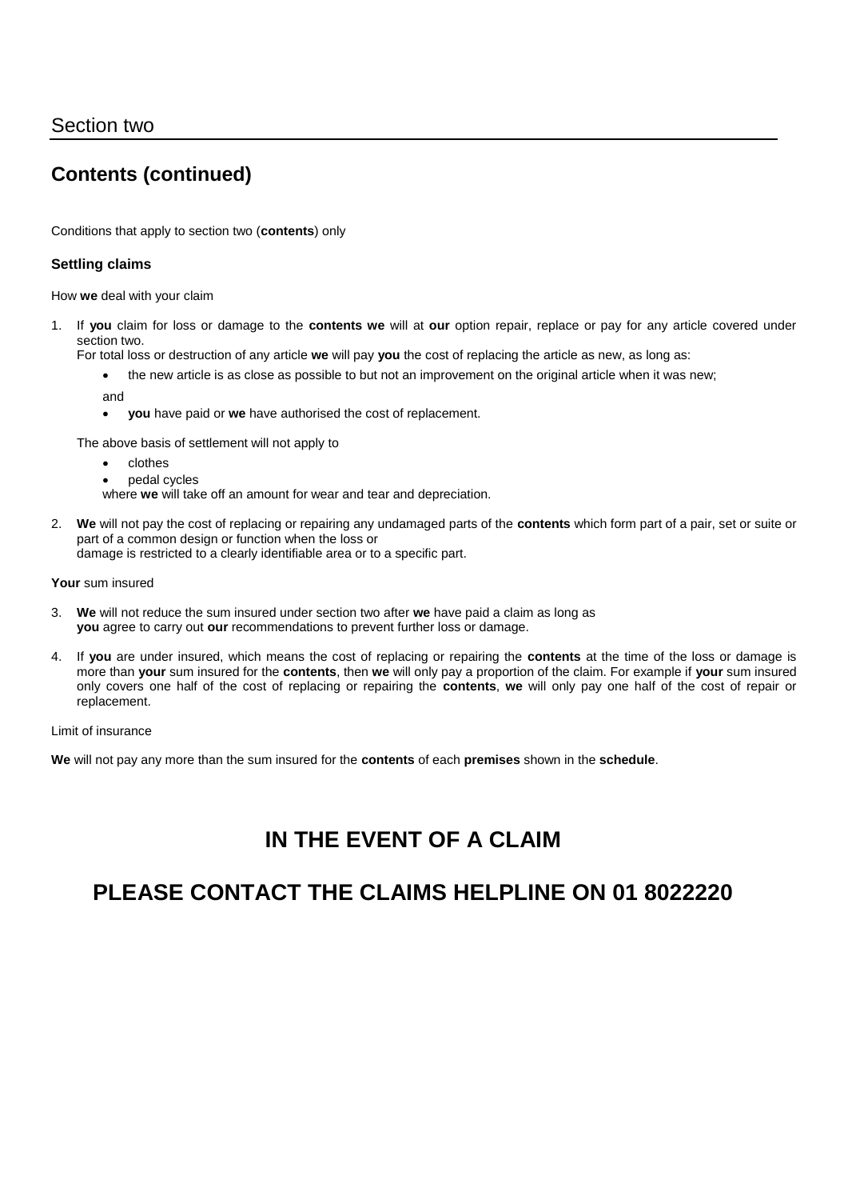## Section two

# Contents (continued)

Conditions that apply to section two (**contents**) only

### Settling claims

How **we** deal with your claim

1. If **you** claim for loss or damage to the **contents we** will at **our** option repair, replace or pay for any article covered under section two.
   For total loss or destruction of any article **we** will pay **you** the cost of replacing the article as new, as long as:
   - the new article is as close as possible to but not an improvement on the original article when it was new;

   and
   - **you** have paid or **we** have authorised the cost of replacement.

   The above basis of settlement will not apply to
   - clothes
   - pedal cycles

   where **we** will take off an amount for wear and tear and depreciation.

2. **We** will not pay the cost of replacing or repairing any undamaged parts of the **contents** which form part of a pair, set or suite or part of a common design or function when the loss or damage is restricted to a clearly identifiable area or to a specific part.

**Your** sum insured

3. **We** will not reduce the sum insured under section two after **we** have paid a claim as long as **you** agree to carry out **our** recommendations to prevent further loss or damage.

4. If **you** are under insured, which means the cost of replacing or repairing the **contents** at the time of the loss or damage is more than **your** sum insured for the **contents**, then **we** will only pay a proportion of the claim. For example if **your** sum insured only covers one half of the cost of replacing or repairing the **contents**, **we** will only pay one half of the cost of repair or replacement.

Limit of insurance

**We** will not pay any more than the sum insured for the **contents** of each **premises** shown in the **schedule**.

## IN THE EVENT OF A CLAIM

## PLEASE CONTACT THE CLAIMS HELPLINE ON 01 8022220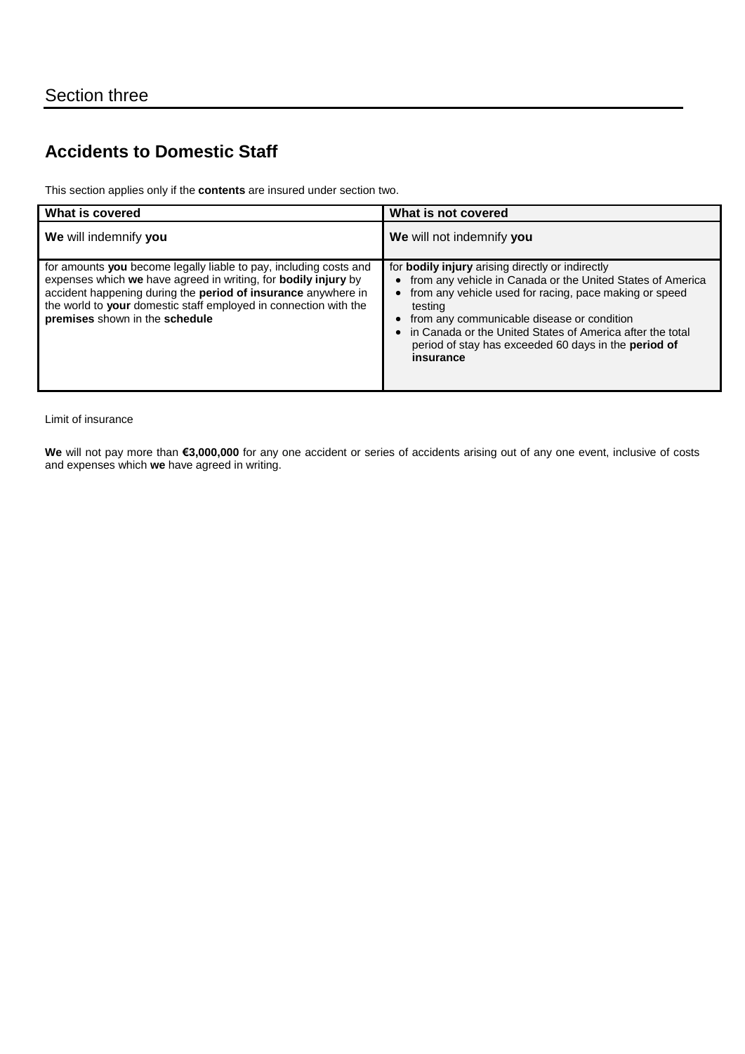# Section three

## Accidents to Domestic Staff

This section applies only if the **contents** are insured under section two.

| What is covered | What is not covered |
|---|---|
| **We** will indemnify **you** | **We** will not indemnify **you** |
| for amounts **you** become legally liable to pay, including costs and expenses which **we** have agreed in writing, for **bodily injury** by accident happening during the **period of insurance** anywhere in the world to **your** domestic staff employed in connection with the **premises** shown in the **schedule** | for **bodily injury** arising directly or indirectly<br>• from any vehicle in Canada or the United States of America<br>• from any vehicle used for racing, pace making or speed testing<br>• from any communicable disease or condition<br>• in Canada or the United States of America after the total period of stay has exceeded 60 days in the **period of insurance** |

Limit of insurance

**We** will not pay more than **€3,000,000** for any one accident or series of accidents arising out of any one event, inclusive of costs and expenses which **we** have agreed in writing.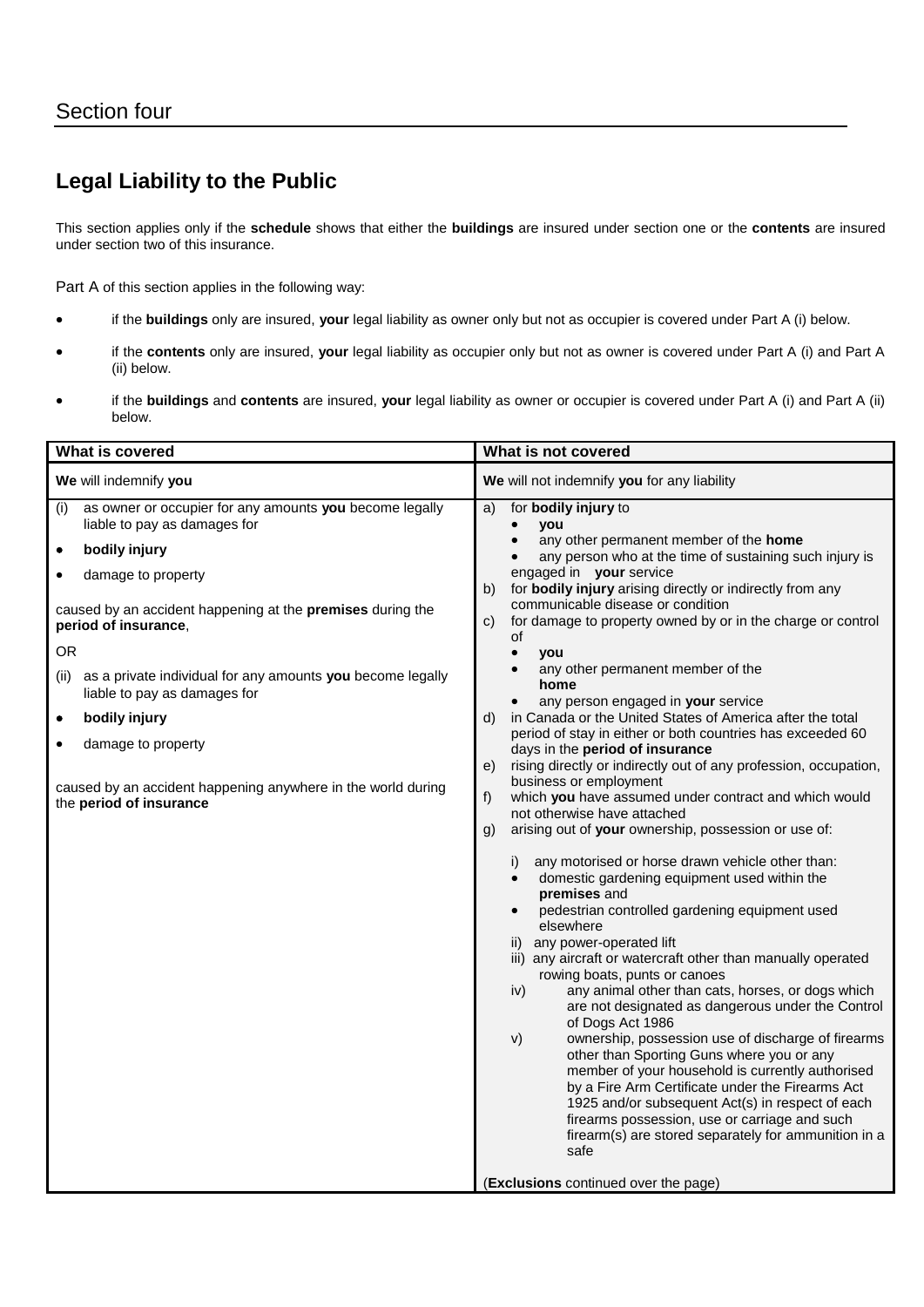# Section four

## Legal Liability to the Public

This section applies only if the **schedule** shows that either the **buildings** are insured under section one or the **contents** are insured under section two of this insurance.

Part A of this section applies in the following way:

- if the **buildings** only are insured, **your** legal liability as owner only but not as occupier is covered under Part A (i) below.
- if the **contents** only are insured, **your** legal liability as occupier only but not as owner is covered under Part A (i) and Part A (ii) below.
- if the **buildings** and **contents** are insured, **your** legal liability as owner or occupier is covered under Part A (i) and Part A (ii) below.

| What is covered | What is not covered |
|---|---|
| **We** will indemnify **you** | **We** will not indemnify **you** for any liability |
| (i) as owner or occupier for any amounts **you** become legally liable to pay as damages for<br>• **bodily injury**<br>• damage to property<br><br>caused by an accident happening at the **premises** during the **period of insurance**,<br><br>OR<br><br>(ii) as a private individual for any amounts **you** become legally liable to pay as damages for<br>• **bodily injury**<br>• damage to property<br><br>caused by an accident happening anywhere in the world during the **period of insurance** | a) for **bodily injury** to<br>• **you**<br>• any other permanent member of the **home**<br>• any person who at the time of sustaining such injury is engaged in **your** service<br>b) for **bodily injury** arising directly or indirectly from any communicable disease or condition<br>c) for damage to property owned by or in the charge or control of<br>• **you**<br>• any other permanent member of the **home**<br>• any person engaged in **your** service<br>d) in Canada or the United States of America after the total period of stay in either or both countries has exceeded 60 days in the **period of insurance**<br>e) rising directly or indirectly out of any profession, occupation, business or employment<br>f) which **you** have assumed under contract and which would not otherwise have attached<br>g) arising out of **your** ownership, possession or use of:<br><br>i) any motorised or horse drawn vehicle other than:<br>• domestic gardening equipment used within the **premises** and<br>• pedestrian controlled gardening equipment used elsewhere<br>ii) any power-operated lift<br>iii) any aircraft or watercraft other than manually operated rowing boats, punts or canoes<br>iv) any animal other than cats, horses, or dogs which are not designated as dangerous under the Control of Dogs Act 1986<br>v) ownership, possession use of discharge of firearms other than Sporting Guns where you or any member of your household is currently authorised by a Fire Arm Certificate under the Firearms Act 1925 and/or subsequent Act(s) in respect of each firearms possession, use or carriage and such firearm(s) are stored separately for ammunition in a safe<br><br>(**Exclusions** continued over the page) |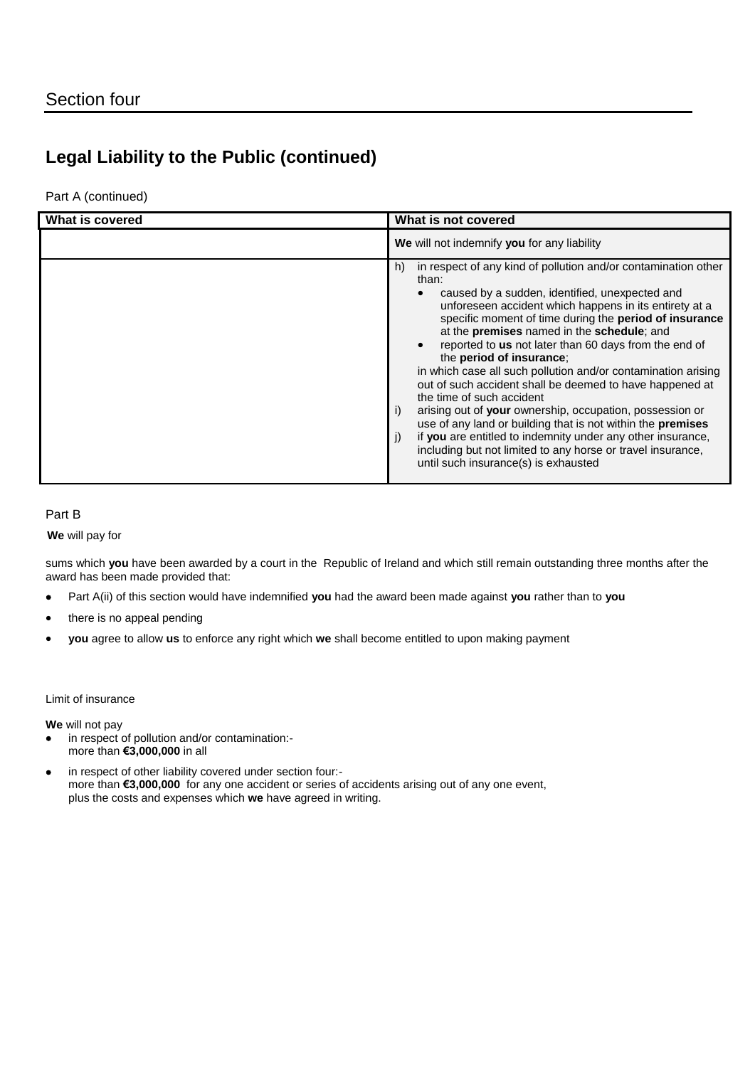Section four

## Legal Liability to the Public (continued)

Part A (continued)

| What is covered | What is not covered |
|---|---|
| | **We** will not indemnify **you** for any liability |
| | h) in respect of any kind of pollution and/or contamination other than:<br>• caused by a sudden, identified, unexpected and unforeseen accident which happens in its entirety at a specific moment of time during the **period of insurance** at the **premises** named in the **schedule**; and<br>• reported to **us** not later than 60 days from the end of the **period of insurance**;<br>in which case all such pollution and/or contamination arising out of such accident shall be deemed to have happened at the time of such accident<br>i) arising out of **your** ownership, occupation, possession or use of any land or building that is not within the **premises**<br>j) if **you** are entitled to indemnity under any other insurance, including but not limited to any horse or travel insurance, until such insurance(s) is exhausted |

Part B

**We** will pay for

sums which **you** have been awarded by a court in the Republic of Ireland and which still remain outstanding three months after the award has been made provided that:

- Part A(ii) of this section would have indemnified **you** had the award been made against **you** rather than to **you**
- there is no appeal pending
- **you** agree to allow **us** to enforce any right which **we** shall become entitled to upon making payment

Limit of insurance

**We** will not pay

- in respect of pollution and/or contamination:-
  more than **€3,000,000** in all
- in respect of other liability covered under section four:-
  more than **€3,000,000** for any one accident or series of accidents arising out of any one event, plus the costs and expenses which **we** have agreed in writing.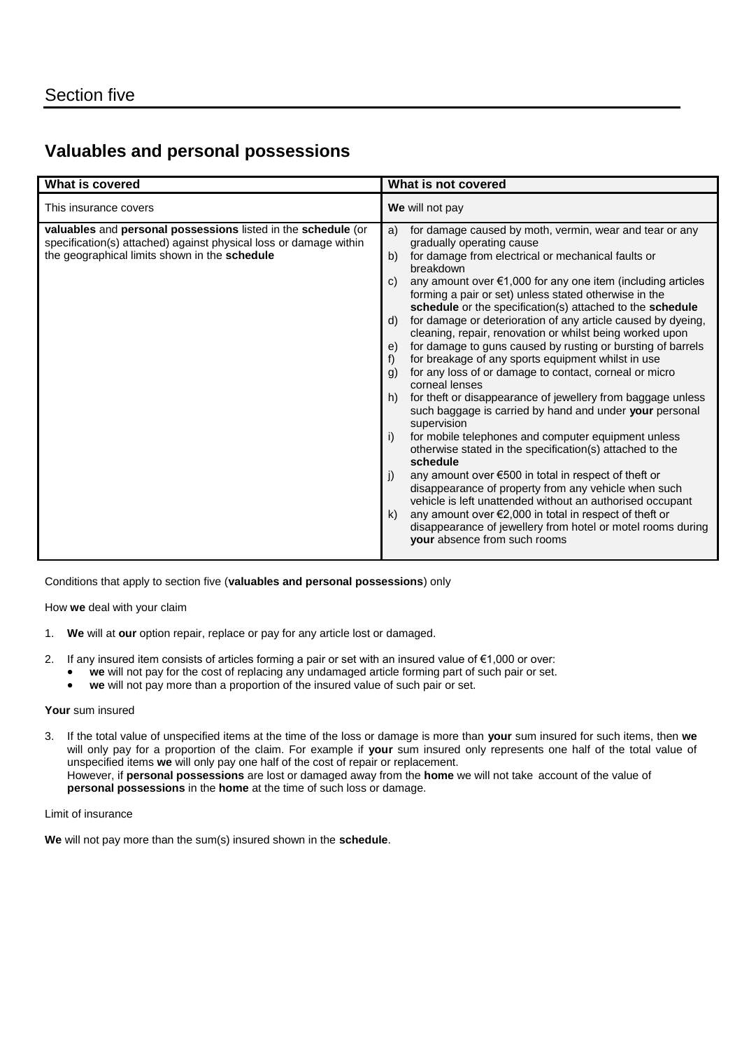# Section five

## Valuables and personal possessions

| What is covered | What is not covered |
| --- | --- |
| This insurance covers | **We** will not pay |
| **valuables** and **personal possessions** listed in the **schedule** (or specification(s) attached) against physical loss or damage within the geographical limits shown in the **schedule** | a) for damage caused by moth, vermin, wear and tear or any gradually operating cause<br>b) for damage from electrical or mechanical faults or breakdown<br>c) any amount over €1,000 for any one item (including articles forming a pair or set) unless stated otherwise in the **schedule** or the specification(s) attached to the **schedule**<br>d) for damage or deterioration of any article caused by dyeing, cleaning, repair, renovation or whilst being worked upon<br>e) for damage to guns caused by rusting or bursting of barrels<br>f) for breakage of any sports equipment whilst in use<br>g) for any loss of or damage to contact, corneal or micro corneal lenses<br>h) for theft or disappearance of jewellery from baggage unless such baggage is carried by hand and under **your** personal supervision<br>i) for mobile telephones and computer equipment unless otherwise stated in the specification(s) attached to the **schedule**<br>j) any amount over €500 in total in respect of theft or disappearance of property from any vehicle when such vehicle is left unattended without an authorised occupant<br>k) any amount over €2,000 in total in respect of theft or disappearance of jewellery from hotel or motel rooms during **your** absence from such rooms |

Conditions that apply to section five (**valuables and personal possessions**) only

How **we** deal with your claim

1. **We** will at **our** option repair, replace or pay for any article lost or damaged.
2. If any insured item consists of articles forming a pair or set with an insured value of €1,000 or over:
   - **we** will not pay for the cost of replacing any undamaged article forming part of such pair or set.
   - **we** will not pay more than a proportion of the insured value of such pair or set.

**Your** sum insured

3. If the total value of unspecified items at the time of the loss or damage is more than **your** sum insured for such items, then **we** will only pay for a proportion of the claim. For example if **your** sum insured only represents one half of the total value of unspecified items **we** will only pay one half of the cost of repair or replacement.
   However, if **personal possessions** are lost or damaged away from the **home** we will not take account of the value of **personal possessions** in the **home** at the time of such loss or damage.

Limit of insurance

**We** will not pay more than the sum(s) insured shown in the **schedule**.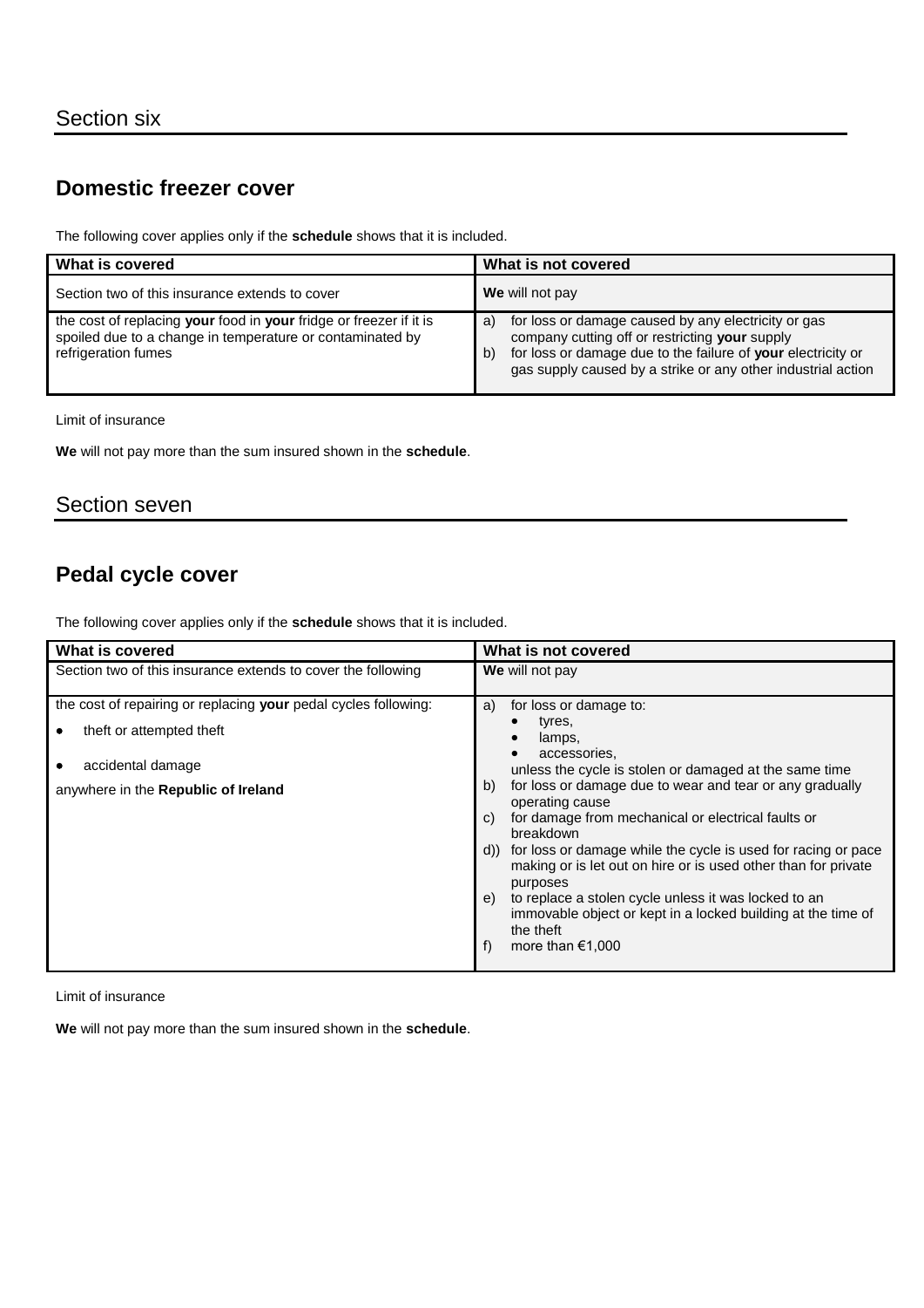## Section six

## Domestic freezer cover

The following cover applies only if the **schedule** shows that it is included.

| What is covered | What is not covered |
|---|---|
| Section two of this insurance extends to cover | **We** will not pay |
| the cost of replacing **your** food in **your** fridge or freezer if it is spoiled due to a change in temperature or contaminated by refrigeration fumes | a) for loss or damage caused by any electricity or gas company cutting off or restricting **your** supply<br>b) for loss or damage due to the failure of **your** electricity or gas supply caused by a strike or any other industrial action |

Limit of insurance

**We** will not pay more than the sum insured shown in the **schedule**.

## Section seven

## Pedal cycle cover

The following cover applies only if the **schedule** shows that it is included.

| What is covered | What is not covered |
|---|---|
| Section two of this insurance extends to cover the following | **We** will not pay |
| the cost of repairing or replacing **your** pedal cycles following:<br>• theft or attempted theft<br>• accidental damage<br>anywhere in the **Republic of Ireland** | a) for loss or damage to:<br>• tyres,<br>• lamps,<br>• accessories,<br>unless the cycle is stolen or damaged at the same time<br>b) for loss or damage due to wear and tear or any gradually operating cause<br>c) for damage from mechanical or electrical faults or breakdown<br>d)) for loss or damage while the cycle is used for racing or pace making or is let out on hire or is used other than for private purposes<br>e) to replace a stolen cycle unless it was locked to an immovable object or kept in a locked building at the time of the theft<br>f) more than €1,000 |

Limit of insurance

**We** will not pay more than the sum insured shown in the **schedule**.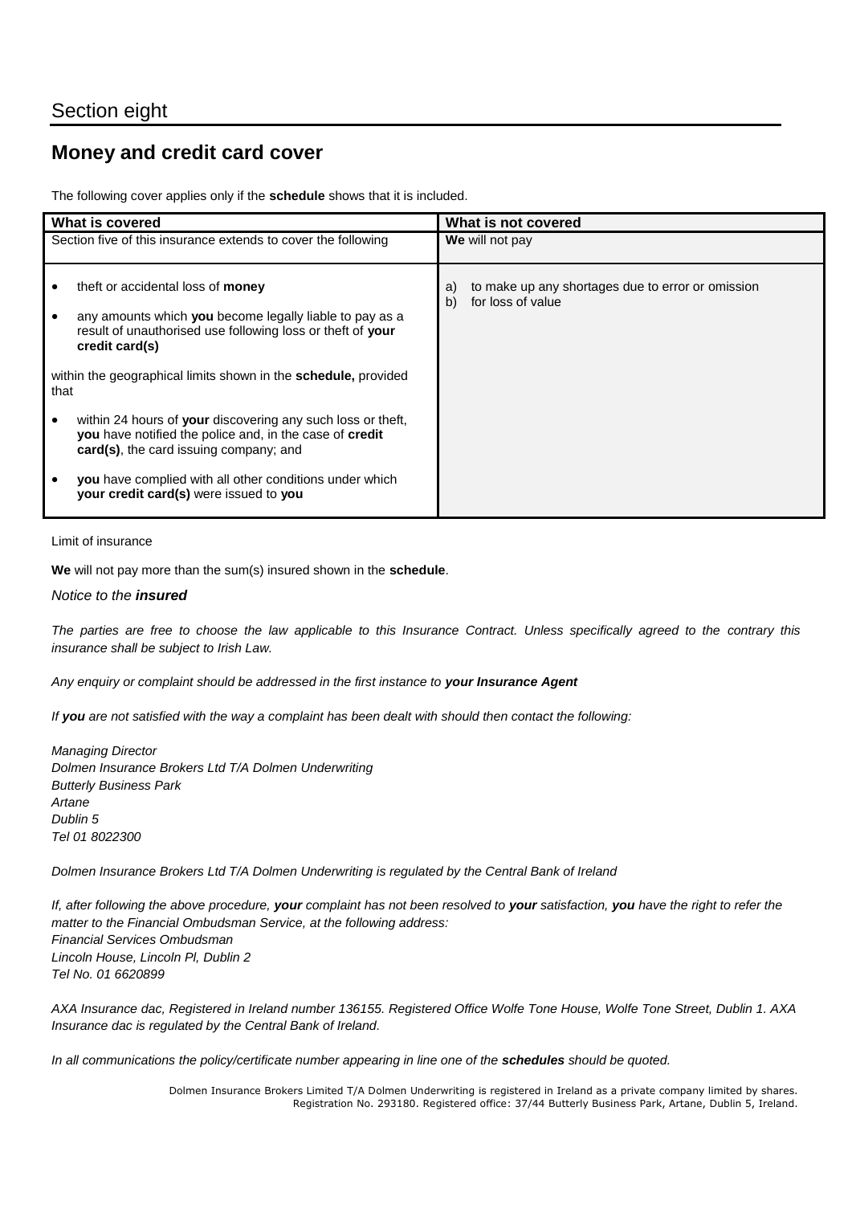## Section eight

# Money and credit card cover

The following cover applies only if the **schedule** shows that it is included.

| What is covered | What is not covered |
|---|---|
| Section five of this insurance extends to cover the following | **We** will not pay |
| • theft or accidental loss of **money**<br>• any amounts which **you** become legally liable to pay as a result of unauthorised use following loss or theft of **your credit card(s)**<br><br>within the geographical limits shown in the **schedule,** provided that<br><br>• within 24 hours of **your** discovering any such loss or theft, **you** have notified the police and, in the case of **credit card(s)**, the card issuing company; and<br>• **you** have complied with all other conditions under which **your credit card(s)** were issued to **you** | a) to make up any shortages due to error or omission<br>b) for loss of value |

Limit of insurance

**We** will not pay more than the sum(s) insured shown in the **schedule**.

*Notice to the* ***insured***

*The parties are free to choose the law applicable to this Insurance Contract. Unless specifically agreed to the contrary this insurance shall be subject to Irish Law.*

*Any enquiry or complaint should be addressed in the first instance to* ***your Insurance Agent***

*If* ***you*** *are not satisfied with the way a complaint has been dealt with should then contact the following:*

*Managing Director*
*Dolmen Insurance Brokers Ltd T/A Dolmen Underwriting*
*Butterly Business Park*
*Artane*
*Dublin 5*
*Tel 01 8022300*

*Dolmen Insurance Brokers Ltd T/A Dolmen Underwriting is regulated by the Central Bank of Ireland*

*If, after following the above procedure,* ***your*** *complaint has not been resolved to* ***your*** *satisfaction,* ***you*** *have the right to refer the matter to the Financial Ombudsman Service, at the following address:*
*Financial Services Ombudsman*
*Lincoln House, Lincoln Pl, Dublin 2*
*Tel No. 01 6620899*

*AXA Insurance dac, Registered in Ireland number 136155. Registered Office Wolfe Tone House, Wolfe Tone Street, Dublin 1. AXA Insurance dac is regulated by the Central Bank of Ireland.*

*In all communications the policy/certificate number appearing in line one of the* ***schedules*** *should be quoted.*

Dolmen Insurance Brokers Limited T/A Dolmen Underwriting is registered in Ireland as a private company limited by shares. Registration No. 293180. Registered office: 37/44 Butterly Business Park, Artane, Dublin 5, Ireland.